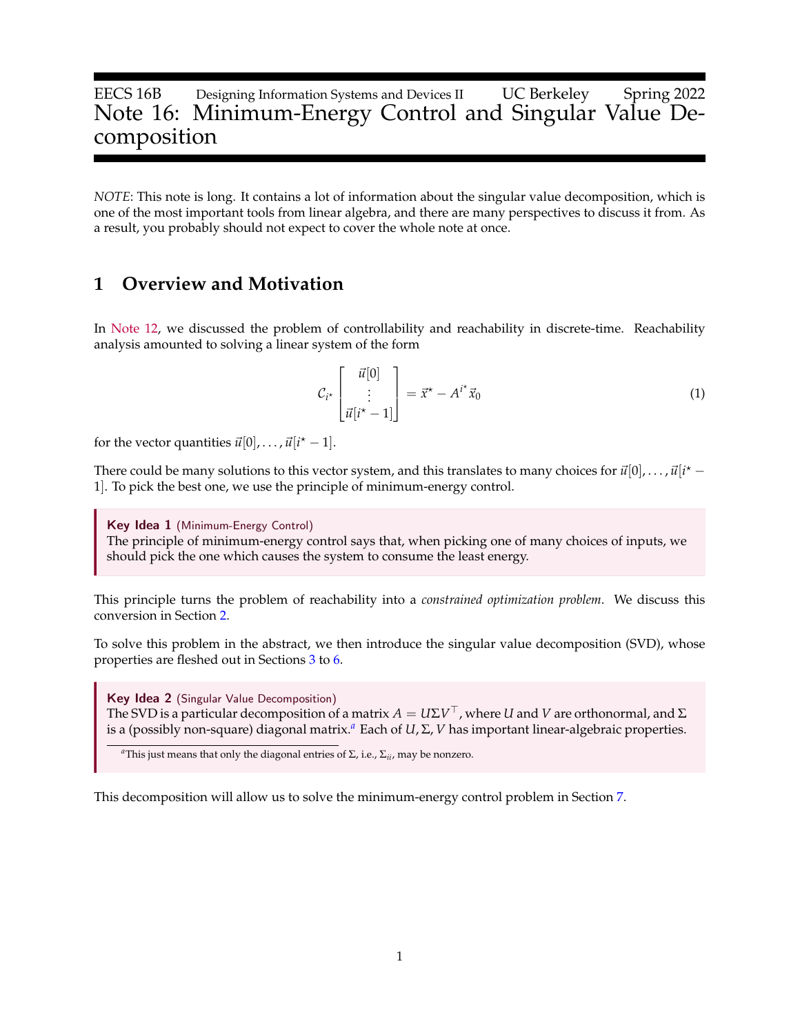EECS 16B Designing Information Systems and Devices II UC Berkeley Spring 2022

# Note 16: Minimum-Energy Control and Singular Value Decomposition

*NOTE*: This note is long. It contains a lot of information about the singular value decomposition, which is one of the most important tools from linear algebra, and there are many perspectives to discuss it from. As a result, you probably should not expect to cover the whole note at once.

## 1 Overview and Motivation

In Note 12, we discussed the problem of controllability and reachability in discrete-time. Reachability analysis amounted to solving a linear system of the form

$$\mathcal{C}_{i^\star} \begin{bmatrix} \vec{u}[0] \\ \vdots \\ \vec{u}[i^\star - 1] \end{bmatrix} = \vec{x}^\star - A^{i^\star} \vec{x}_0 \tag{1}$$

for the vector quantities $\vec{u}[0], \ldots, \vec{u}[i^\star - 1]$.

There could be many solutions to this vector system, and this translates to many choices for $\vec{u}[0], \ldots, \vec{u}[i^\star - 1]$. To pick the best one, we use the principle of minimum-energy control.

> **Key Idea 1** (Minimum-Energy Control)
> The principle of minimum-energy control says that, when picking one of many choices of inputs, we should pick the one which causes the system to consume the least energy.

This principle turns the problem of reachability into a *constrained optimization problem*. We discuss this conversion in Section 2.

To solve this problem in the abstract, we then introduce the singular value decomposition (SVD), whose properties are fleshed out in Sections 3 to 6.

> **Key Idea 2** (Singular Value Decomposition)
> The SVD is a particular decomposition of a matrix $A = U\Sigma V^\top$, where $U$ and $V$ are orthonormal, and $\Sigma$ is a (possibly non-square) diagonal matrix.[a] Each of $U, \Sigma, V$ has important linear-algebraic properties.
>
> [a]This just means that only the diagonal entries of $\Sigma$, i.e., $\Sigma_{ii}$, may be nonzero.

This decomposition will allow us to solve the minimum-energy control problem in Section 7.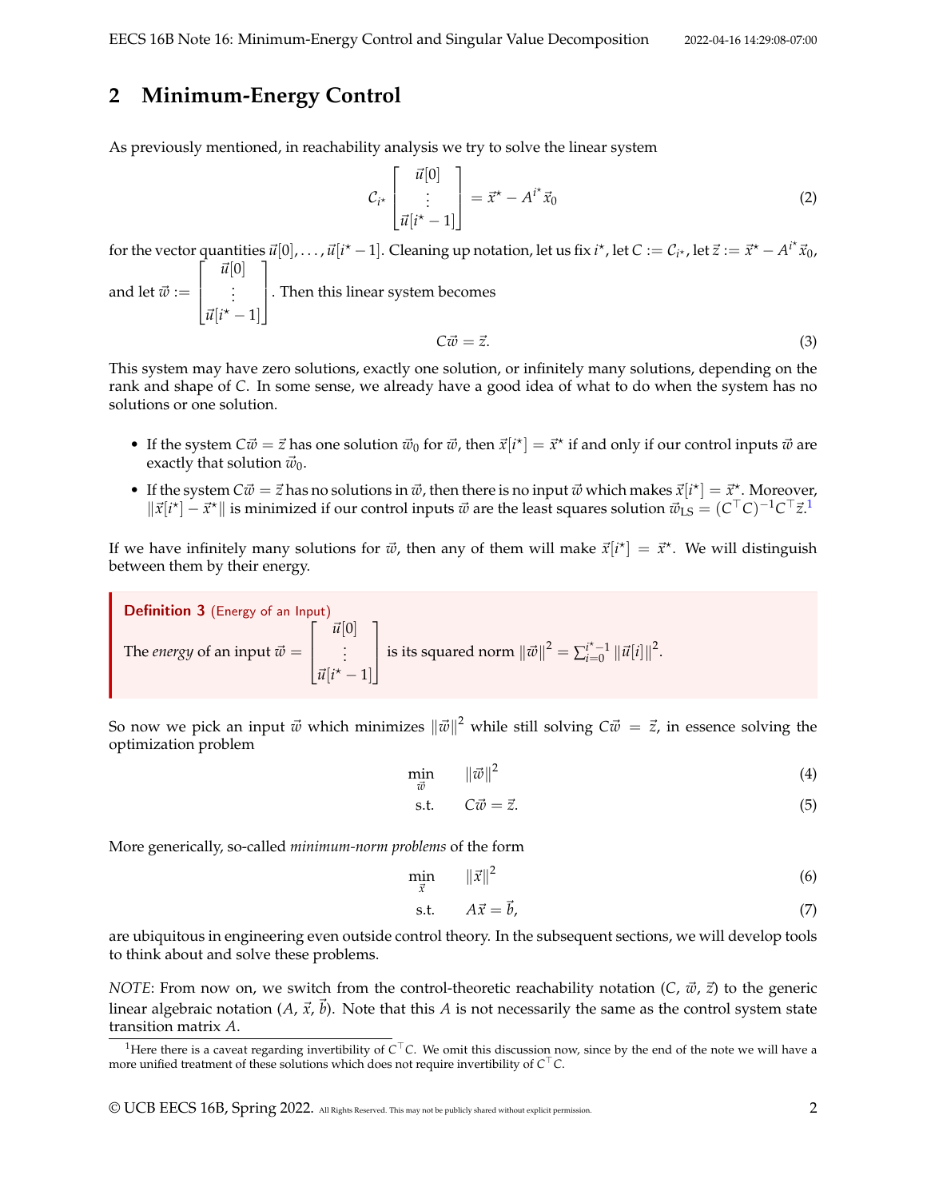## 2 Minimum-Energy Control

As previously mentioned, in reachability analysis we try to solve the linear system

$$\mathcal{C}_{i^\star} \begin{bmatrix} \vec{u}[0] \\ \vdots \\ \vec{u}[i^\star - 1] \end{bmatrix} = \vec{x}^\star - A^{i^\star} \vec{x}_0 \tag{2}$$

for the vector quantities $\vec{u}[0], \dots, \vec{u}[i^\star - 1]$. Cleaning up notation, let us fix $i^\star$, let $C := \mathcal{C}_{i^\star}$, let $\vec{z} := \vec{x}^\star - A^{i^\star} \vec{x}_0$, and let $\vec{w} := \begin{bmatrix} \vec{u}[0] \\ \vdots \\ \vec{u}[i^\star - 1] \end{bmatrix}$. Then this linear system becomes

$$C\vec{w} = \vec{z}. \tag{3}$$

This system may have zero solutions, exactly one solution, or infinitely many solutions, depending on the rank and shape of $C$. In some sense, we already have a good idea of what to do when the system has no solutions or one solution.

- If the system $C\vec{w} = \vec{z}$ has one solution $\vec{w}_0$ for $\vec{w}$, then $\vec{x}[i^\star] = \vec{x}^\star$ if and only if our control inputs $\vec{w}$ are exactly that solution $\vec{w}_0$.
- If the system $C\vec{w} = \vec{z}$ has no solutions in $\vec{w}$, then there is no input $\vec{w}$ which makes $\vec{x}[i^\star] = \vec{x}^\star$. Moreover, $\|\vec{x}[i^\star] - \vec{x}^\star\|$ is minimized if our control inputs $\vec{w}$ are the least squares solution $\vec{w}_{\text{LS}} = (C^\top C)^{-1} C^\top \vec{z}$.[1]

If we have infinitely many solutions for $\vec{w}$, then any of them will make $\vec{x}[i^\star] = \vec{x}^\star$. We will distinguish between them by their energy.

> **Definition 3** (Energy of an Input)
>
> The *energy* of an input $\vec{w} = \begin{bmatrix} \vec{u}[0] \\ \vdots \\ \vec{u}[i^\star - 1] \end{bmatrix}$ is its squared norm $\|\vec{w}\|^2 = \sum_{i=0}^{i^\star - 1} \|\vec{u}[i]\|^2$.

So now we pick an input $\vec{w}$ which minimizes $\|\vec{w}\|^2$ while still solving $C\vec{w} = \vec{z}$, in essence solving the optimization problem

$$\min_{\vec{w}} \quad \|\vec{w}\|^2 \tag{4}$$

$$\text{s.t.} \quad C\vec{w} = \vec{z}. \tag{5}$$

More generically, so-called *minimum-norm problems* of the form

$$\min_{\vec{x}} \quad \|\vec{x}\|^2 \tag{6}$$

$$\text{s.t.} \quad A\vec{x} = \vec{b}, \tag{7}$$

are ubiquitous in engineering even outside control theory. In the subsequent sections, we will develop tools to think about and solve these problems.

*NOTE*: From now on, we switch from the control-theoretic reachability notation ($C$, $\vec{w}$, $\vec{z}$) to the generic linear algebraic notation ($A$, $\vec{x}$, $\vec{b}$). Note that this $A$ is not necessarily the same as the control system state transition matrix $A$.

[1] Here there is a caveat regarding invertibility of $C^\top C$. We omit this discussion now, since by the end of the note we will have a more unified treatment of these solutions which does not require invertibility of $C^\top C$.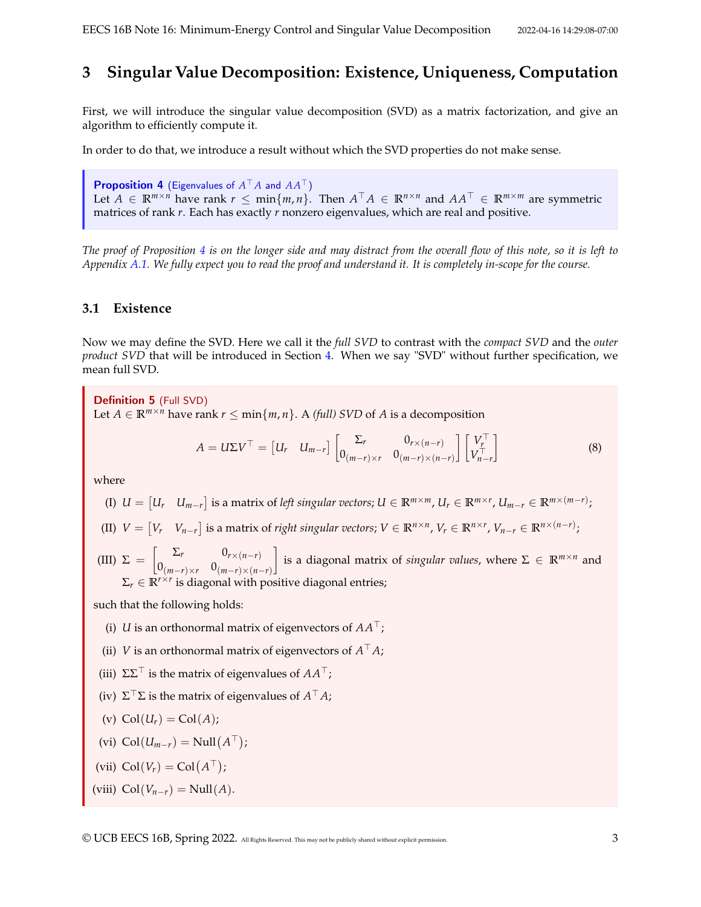# 3 Singular Value Decomposition: Existence, Uniqueness, Computation

First, we will introduce the singular value decomposition (SVD) as a matrix factorization, and give an algorithm to efficiently compute it.

In order to do that, we introduce a result without which the SVD properties do not make sense.

> **Proposition 4** (Eigenvalues of $A^\top A$ and $AA^\top$)
> Let $A \in \mathbb{R}^{m \times n}$ have rank $r \leq \min\{m, n\}$. Then $A^\top A \in \mathbb{R}^{n \times n}$ and $AA^\top \in \mathbb{R}^{m \times m}$ are symmetric matrices of rank $r$. Each has exactly $r$ nonzero eigenvalues, which are real and positive.

*The proof of Proposition 4 is on the longer side and may distract from the overall flow of this note, so it is left to Appendix A.1. We fully expect you to read the proof and understand it. It is completely in-scope for the course.*

## 3.1 Existence

Now we may define the SVD. Here we call it the *full SVD* to contrast with the *compact SVD* and the *outer product SVD* that will be introduced in Section 4. When we say "SVD" without further specification, we mean full SVD.

> **Definition 5** (Full SVD)
> Let $A \in \mathbb{R}^{m \times n}$ have rank $r \leq \min\{m, n\}$. A *(full) SVD* of $A$ is a decomposition
>
> $$A = U\Sigma V^\top = \begin{bmatrix} U_r & U_{m-r} \end{bmatrix} \begin{bmatrix} \Sigma_r & 0_{r \times (n-r)} \\ 0_{(m-r) \times r} & 0_{(m-r) \times (n-r)} \end{bmatrix} \begin{bmatrix} V_r^\top \\ V_{n-r}^\top \end{bmatrix} \tag{8}$$
>
> where
>
> (I) $U = \begin{bmatrix} U_r & U_{m-r} \end{bmatrix}$ is a matrix of *left singular vectors*; $U \in \mathbb{R}^{m \times m}$, $U_r \in \mathbb{R}^{m \times r}$, $U_{m-r} \in \mathbb{R}^{m \times (m-r)}$;
>
> (II) $V = \begin{bmatrix} V_r & V_{n-r} \end{bmatrix}$ is a matrix of *right singular vectors*; $V \in \mathbb{R}^{n \times n}$, $V_r \in \mathbb{R}^{n \times r}$, $V_{n-r} \in \mathbb{R}^{n \times (n-r)}$;
>
> (III) $\Sigma = \begin{bmatrix} \Sigma_r & 0_{r \times (n-r)} \\ 0_{(m-r) \times r} & 0_{(m-r) \times (n-r)} \end{bmatrix}$ is a diagonal matrix of *singular values*, where $\Sigma \in \mathbb{R}^{m \times n}$ and $\Sigma_r \in \mathbb{R}^{r \times r}$ is diagonal with positive diagonal entries;
>
> such that the following holds:
>
> (i) $U$ is an orthonormal matrix of eigenvectors of $AA^\top$;
>
> (ii) $V$ is an orthonormal matrix of eigenvectors of $A^\top A$;
>
> (iii) $\Sigma\Sigma^\top$ is the matrix of eigenvalues of $AA^\top$;
>
> (iv) $\Sigma^\top \Sigma$ is the matrix of eigenvalues of $A^\top A$;
>
> (v) $\text{Col}(U_r) = \text{Col}(A)$;
>
> (vi) $\text{Col}(U_{m-r}) = \text{Null}(A^\top)$;
>
> (vii) $\text{Col}(V_r) = \text{Col}(A^\top)$;
>
> (viii) $\text{Col}(V_{n-r}) = \text{Null}(A)$.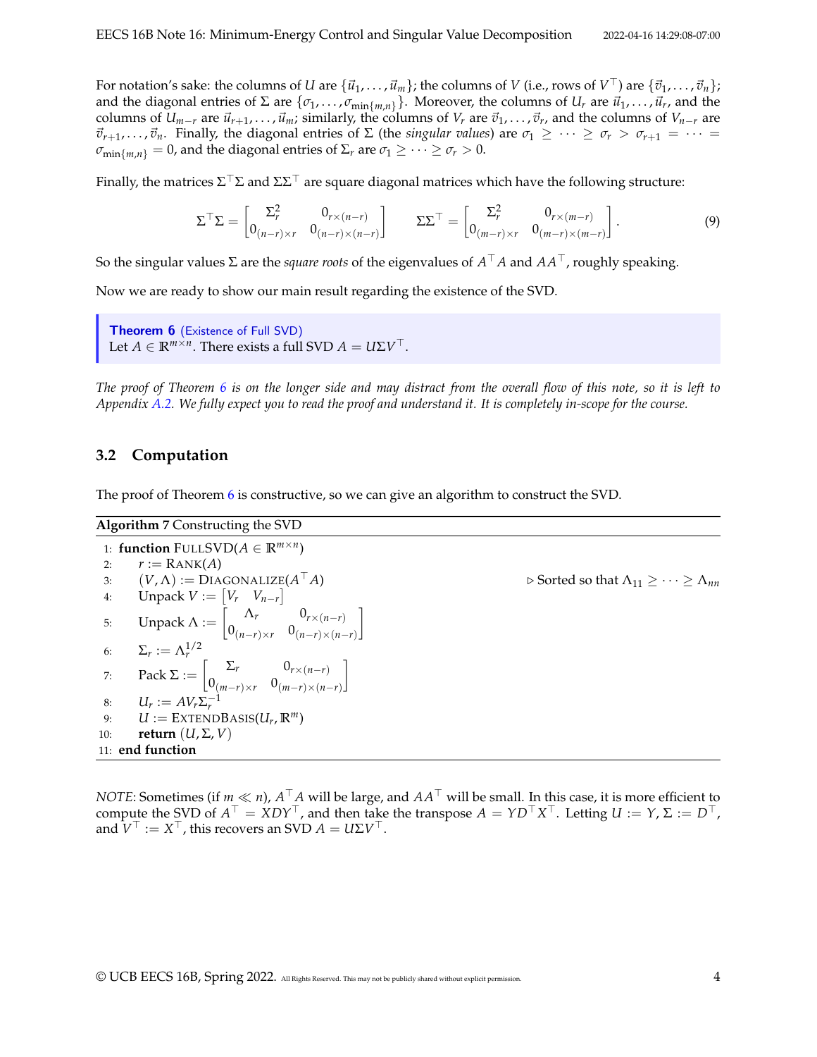For notation's sake: the columns of $U$ are $\{\vec{u}_1, \ldots, \vec{u}_m\}$; the columns of $V$ (i.e., rows of $V^\top$) are $\{\vec{v}_1, \ldots, \vec{v}_n\}$; and the diagonal entries of $\Sigma$ are $\{\sigma_1, \ldots, \sigma_{\min\{m,n\}}\}$. Moreover, the columns of $U_r$ are $\vec{u}_1, \ldots, \vec{u}_r$, and the columns of $U_{m-r}$ are $\vec{u}_{r+1}, \ldots, \vec{u}_m$; similarly, the columns of $V_r$ are $\vec{v}_1, \ldots, \vec{v}_r$, and the columns of $V_{n-r}$ are $\vec{v}_{r+1}, \ldots, \vec{v}_n$. Finally, the diagonal entries of $\Sigma$ (the *singular values*) are $\sigma_1 \geq \cdots \geq \sigma_r > \sigma_{r+1} = \cdots = \sigma_{\min\{m,n\}} = 0$, and the diagonal entries of $\Sigma_r$ are $\sigma_1 \geq \cdots \geq \sigma_r > 0$.

Finally, the matrices $\Sigma^\top \Sigma$ and $\Sigma \Sigma^\top$ are square diagonal matrices which have the following structure:

$$\Sigma^\top \Sigma = \begin{bmatrix} \Sigma_r^2 & 0_{r \times (n-r)} \\ 0_{(n-r) \times r} & 0_{(n-r) \times (n-r)} \end{bmatrix} \qquad \Sigma \Sigma^\top = \begin{bmatrix} \Sigma_r^2 & 0_{r \times (m-r)} \\ 0_{(m-r) \times r} & 0_{(m-r) \times (m-r)} \end{bmatrix}. \tag{9}$$

So the singular values $\Sigma$ are the *square roots* of the eigenvalues of $A^\top A$ and $AA^\top$, roughly speaking.

Now we are ready to show our main result regarding the existence of the SVD.

> **Theorem 6** (Existence of Full SVD)
> Let $A \in \mathbb{R}^{m \times n}$. There exists a full SVD $A = U\Sigma V^\top$.

*The proof of Theorem 6 is on the longer side and may distract from the overall flow of this note, so it is left to Appendix A.2. We fully expect you to read the proof and understand it. It is completely in-scope for the course.*

## 3.2 Computation

The proof of Theorem 6 is constructive, so we can give an algorithm to construct the SVD.

**Algorithm 7** Constructing the SVD

1: **function** FULLSVD($A \in \mathbb{R}^{m \times n}$)
2: $\quad r := \text{RANK}(A)$
3: $\quad (V, \Lambda) := \text{DIAGONALIZE}(A^\top A)$ $\qquad \triangleright$ Sorted so that $\Lambda_{11} \geq \cdots \geq \Lambda_{nn}$
4: $\quad$ Unpack $V := \begin{bmatrix} V_r & V_{n-r} \end{bmatrix}$
5: $\quad$ Unpack $\Lambda := \begin{bmatrix} \Lambda_r & 0_{r \times (n-r)} \\ 0_{(n-r) \times r} & 0_{(n-r) \times (n-r)} \end{bmatrix}$
6: $\quad \Sigma_r := \Lambda_r^{1/2}$
7: $\quad$ Pack $\Sigma := \begin{bmatrix} \Sigma_r & 0_{r \times (n-r)} \\ 0_{(m-r) \times r} & 0_{(m-r) \times (n-r)} \end{bmatrix}$
8: $\quad U_r := AV_r\Sigma_r^{-1}$
9: $\quad U := \text{EXTENDBASIS}(U_r, \mathbb{R}^m)$
10: $\quad$ **return** $(U, \Sigma, V)$
11: **end function**

*NOTE*: Sometimes (if $m \ll n$), $A^\top A$ will be large, and $AA^\top$ will be small. In this case, it is more efficient to compute the SVD of $A^\top = XDY^\top$, and then take the transpose $A = YD^\top X^\top$. Letting $U := Y$, $\Sigma := D^\top$, and $V^\top := X^\top$, this recovers an SVD $A = U\Sigma V^\top$.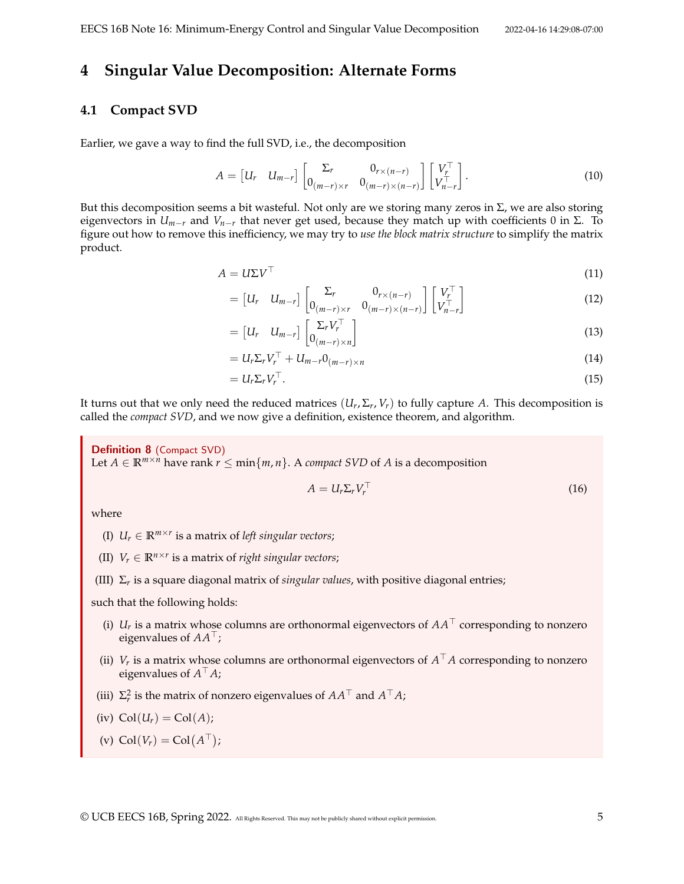# 4 Singular Value Decomposition: Alternate Forms

## 4.1 Compact SVD

Earlier, we gave a way to find the full SVD, i.e., the decomposition

$$A = \begin{bmatrix} U_r & U_{m-r} \end{bmatrix} \begin{bmatrix} \Sigma_r & 0_{r \times (n-r)} \\ 0_{(m-r) \times r} & 0_{(m-r) \times (n-r)} \end{bmatrix} \begin{bmatrix} V_r^\top \\ V_{n-r}^\top \end{bmatrix}. \tag{10}$$

But this decomposition seems a bit wasteful. Not only are we storing many zeros in $\Sigma$, we are also storing eigenvectors in $U_{m-r}$ and $V_{n-r}$ that never get used, because they match up with coefficients 0 in $\Sigma$. To figure out how to remove this inefficiency, we may try to *use the block matrix structure* to simplify the matrix product.

$$\begin{aligned}
A &= U \Sigma V^\top \qquad &(11)\\
&= \begin{bmatrix} U_r & U_{m-r} \end{bmatrix} \begin{bmatrix} \Sigma_r & 0_{r \times (n-r)} \\ 0_{(m-r) \times r} & 0_{(m-r) \times (n-r)} \end{bmatrix} \begin{bmatrix} V_r^\top \\ V_{n-r}^\top \end{bmatrix} \qquad &(12)\\
&= \begin{bmatrix} U_r & U_{m-r} \end{bmatrix} \begin{bmatrix} \Sigma_r V_r^\top \\ 0_{(m-r) \times n} \end{bmatrix} \qquad &(13)\\
&= U_r \Sigma_r V_r^\top + U_{m-r} 0_{(m-r) \times n} \qquad &(14)\\
&= U_r \Sigma_r V_r^\top. \qquad &(15)
\end{aligned}$$

It turns out that we only need the reduced matrices $(U_r, \Sigma_r, V_r)$ to fully capture $A$. This decomposition is called the *compact SVD*, and we now give a definition, existence theorem, and algorithm.

**Definition 8** (Compact SVD)
Let $A \in \mathbb{R}^{m \times n}$ have rank $r \leq \min\{m, n\}$. A *compact SVD* of $A$ is a decomposition

$$A = U_r \Sigma_r V_r^\top \tag{16}$$

where

(I) $U_r \in \mathbb{R}^{m \times r}$ is a matrix of *left singular vectors*;

(II) $V_r \in \mathbb{R}^{n \times r}$ is a matrix of *right singular vectors*;

(III) $\Sigma_r$ is a square diagonal matrix of *singular values*, with positive diagonal entries;

such that the following holds:

(i) $U_r$ is a matrix whose columns are orthonormal eigenvectors of $AA^\top$ corresponding to nonzero eigenvalues of $AA^\top$;

(ii) $V_r$ is a matrix whose columns are orthonormal eigenvectors of $A^\top A$ corresponding to nonzero eigenvalues of $A^\top A$;

(iii) $\Sigma_r^2$ is the matrix of nonzero eigenvalues of $AA^\top$ and $A^\top A$;

(iv) $\text{Col}(U_r) = \text{Col}(A)$;

(v) $\text{Col}(V_r) = \text{Col}(A^\top)$;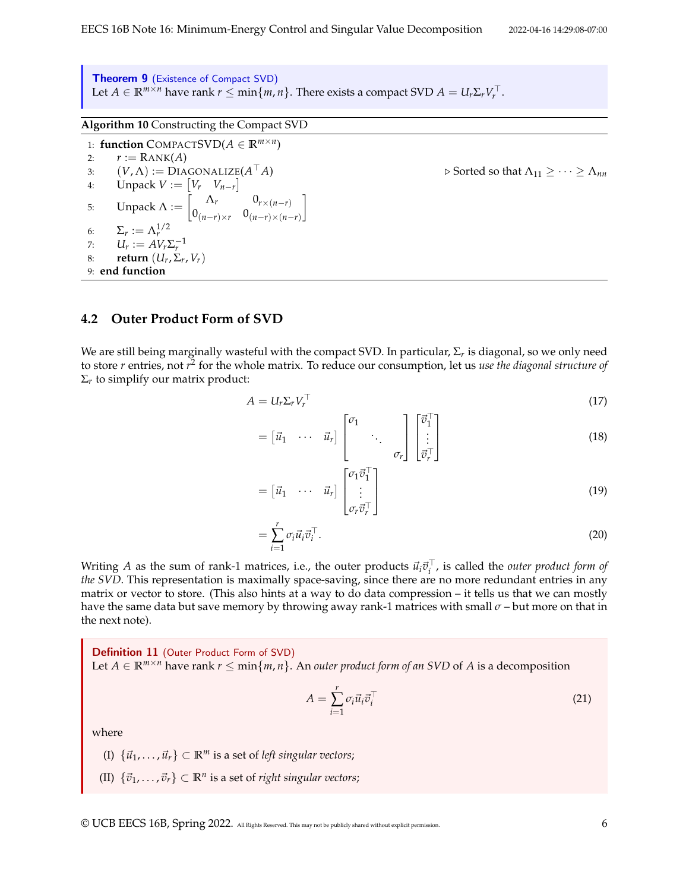**Theorem 9** (Existence of Compact SVD)
Let $A \in \mathbb{R}^{m \times n}$ have rank $r \leq \min\{m, n\}$. There exists a compact SVD $A = U_r \Sigma_r V_r^\top$.

**Algorithm 10** Constructing the Compact SVD

```
1: function COMPACTSVD(A ∈ R^{m×n})
2:     r := RANK(A)
3:     (V, Λ) := DIAGONALIZE(A^T A)                ▷ Sorted so that Λ_11 ≥ ··· ≥ Λ_nn
4:     Unpack V := [V_r  V_{n−r}]
5:     Unpack Λ := [ Λ_r            0_{r×(n−r)}
                     0_{(n−r)×r}    0_{(n−r)×(n−r)} ]
6:     Σ_r := Λ_r^{1/2}
7:     U_r := A V_r Σ_r^{−1}
8:     return (U_r, Σ_r, V_r)
9: end function
```

## 4.2 Outer Product Form of SVD

We are still being marginally wasteful with the compact SVD. In particular, $\Sigma_r$ is diagonal, so we only need to store $r$ entries, not $r^2$ for the whole matrix. To reduce our consumption, let us *use the diagonal structure of* $\Sigma_r$ to simplify our matrix product:

$$A = U_r \Sigma_r V_r^\top \tag{17}$$

$$= \begin{bmatrix} \vec{u}_1 & \cdots & \vec{u}_r \end{bmatrix} \begin{bmatrix} \sigma_1 & & \\ & \ddots & \\ & & \sigma_r \end{bmatrix} \begin{bmatrix} \vec{v}_1^\top \\ \vdots \\ \vec{v}_r^\top \end{bmatrix} \tag{18}$$

$$= \begin{bmatrix} \vec{u}_1 & \cdots & \vec{u}_r \end{bmatrix} \begin{bmatrix} \sigma_1 \vec{v}_1^\top \\ \vdots \\ \sigma_r \vec{v}_r^\top \end{bmatrix} \tag{19}$$

$$= \sum_{i=1}^{r} \sigma_i \vec{u}_i \vec{v}_i^\top. \tag{20}$$

Writing $A$ as the sum of rank-1 matrices, i.e., the outer products $\vec{u}_i \vec{v}_i^\top$, is called the *outer product form of the SVD*. This representation is maximally space-saving, since there are no more redundant entries in any matrix or vector to store. (This also hints at a way to do data compression – it tells us that we can mostly have the same data but save memory by throwing away rank-1 matrices with small $\sigma$ – but more on that in the next note).

**Definition 11** (Outer Product Form of SVD)
Let $A \in \mathbb{R}^{m \times n}$ have rank $r \leq \min\{m, n\}$. An *outer product form of an SVD* of $A$ is a decomposition

$$A = \sum_{i=1}^{r} \sigma_i \vec{u}_i \vec{v}_i^\top \tag{21}$$

where

(I) $\{\vec{u}_1, \ldots, \vec{u}_r\} \subset \mathbb{R}^m$ is a set of *left singular vectors*;

(II) $\{\vec{v}_1, \ldots, \vec{v}_r\} \subset \mathbb{R}^n$ is a set of *right singular vectors*;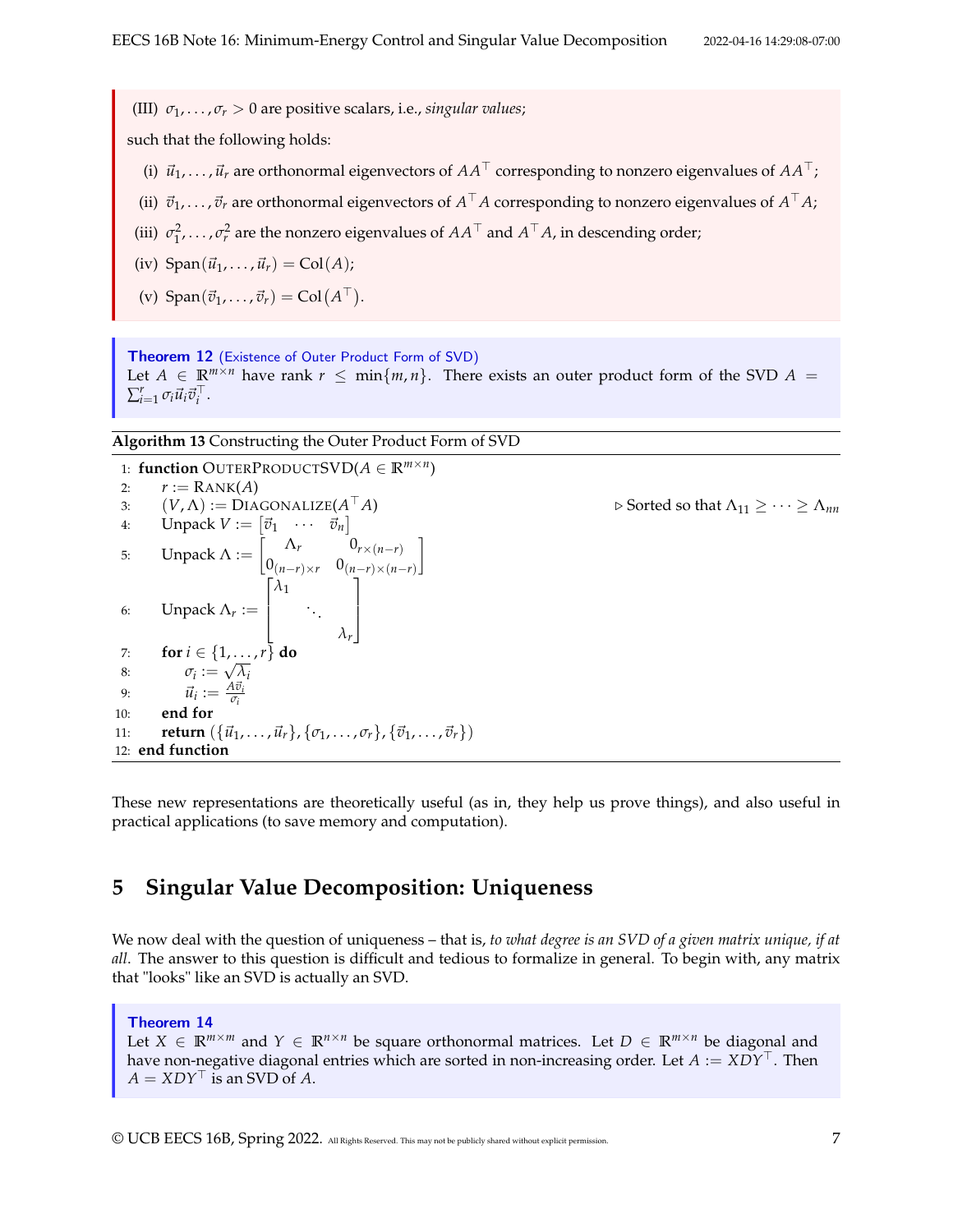(III) $\sigma_1, \ldots, \sigma_r > 0$ are positive scalars, i.e., *singular values*;

such that the following holds:

(i) $\vec{u}_1, \ldots, \vec{u}_r$ are orthonormal eigenvectors of $AA^\top$ corresponding to nonzero eigenvalues of $AA^\top$;

(ii) $\vec{v}_1, \ldots, \vec{v}_r$ are orthonormal eigenvectors of $A^\top A$ corresponding to nonzero eigenvalues of $A^\top A$;

(iii) $\sigma_1^2, \ldots, \sigma_r^2$ are the nonzero eigenvalues of $AA^\top$ and $A^\top A$, in descending order;

(iv) $\mathrm{Span}(\vec{u}_1, \ldots, \vec{u}_r) = \mathrm{Col}(A)$;

(v) $\mathrm{Span}(\vec{v}_1, \ldots, \vec{v}_r) = \mathrm{Col}(A^\top)$.

**Theorem 12** (Existence of Outer Product Form of SVD)
Let $A \in \mathbb{R}^{m \times n}$ have rank $r \leq \min\{m, n\}$. There exists an outer product form of the SVD $A = \sum_{i=1}^{r} \sigma_i \vec{u}_i \vec{v}_i^\top$.

**Algorithm 13** Constructing the Outer Product Form of SVD

1: **function** OUTERPRODUCTSVD($A \in \mathbb{R}^{m \times n}$)
2: $\quad r := \mathrm{RANK}(A)$
3: $\quad (V, \Lambda) := \mathrm{DIAGONALIZE}(A^\top A)$ $\qquad$ ▷ Sorted so that $\Lambda_{11} \geq \cdots \geq \Lambda_{nn}$
4: $\quad$ Unpack $V := \begin{bmatrix} \vec{v}_1 & \cdots & \vec{v}_n \end{bmatrix}$
5: $\quad$ Unpack $\Lambda := \begin{bmatrix} \Lambda_r & 0_{r \times (n-r)} \\ 0_{(n-r) \times r} & 0_{(n-r) \times (n-r)} \end{bmatrix}$
6: $\quad$ Unpack $\Lambda_r := \begin{bmatrix} \lambda_1 & & \\ & \ddots & \\ & & \lambda_r \end{bmatrix}$
7: $\quad$ **for** $i \in \{1, \ldots, r\}$ **do**
8: $\qquad \sigma_i := \sqrt{\lambda_i}$
9: $\qquad \vec{u}_i := \frac{A \vec{v}_i}{\sigma_i}$
10: $\quad$ **end for**
11: $\quad$ **return** $(\{\vec{u}_1, \ldots, \vec{u}_r\}, \{\sigma_1, \ldots, \sigma_r\}, \{\vec{v}_1, \ldots, \vec{v}_r\})$
12: **end function**

These new representations are theoretically useful (as in, they help us prove things), and also useful in practical applications (to save memory and computation).

## 5 Singular Value Decomposition: Uniqueness

We now deal with the question of uniqueness – that is, *to what degree is an SVD of a given matrix unique, if at all*. The answer to this question is difficult and tedious to formalize in general. To begin with, any matrix that "looks" like an SVD is actually an SVD.

**Theorem 14**
Let $X \in \mathbb{R}^{m \times m}$ and $Y \in \mathbb{R}^{n \times n}$ be square orthonormal matrices. Let $D \in \mathbb{R}^{m \times n}$ be diagonal and have non-negative diagonal entries which are sorted in non-increasing order. Let $A := XDY^\top$. Then $A = XDY^\top$ is an SVD of $A$.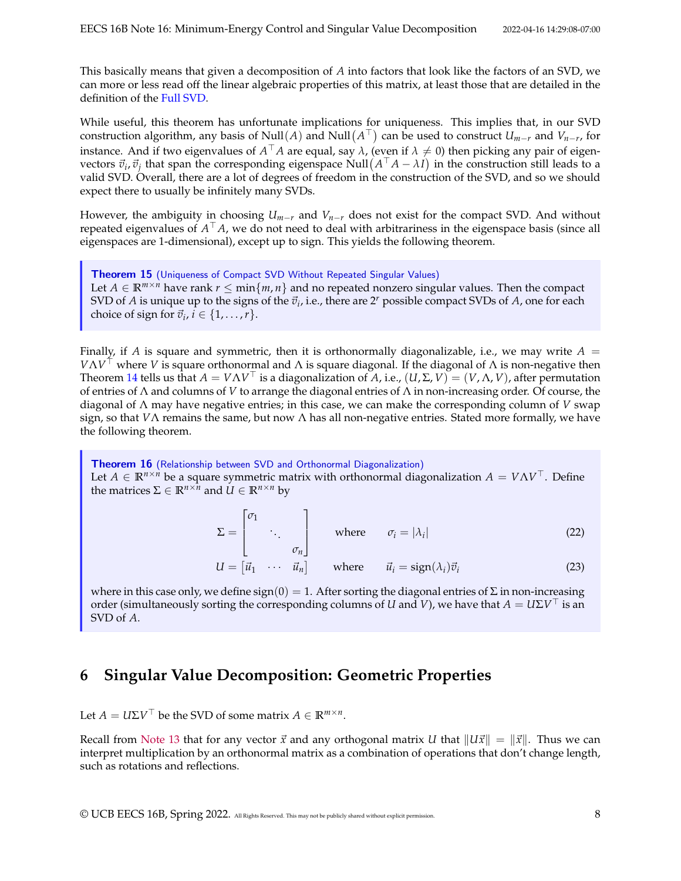This basically means that given a decomposition of $A$ into factors that look like the factors of an SVD, we can more or less read off the linear algebraic properties of this matrix, at least those that are detailed in the definition of the Full SVD.

While useful, this theorem has unfortunate implications for uniqueness. This implies that, in our SVD construction algorithm, any basis of $\text{Null}(A)$ and $\text{Null}(A^\top)$ can be used to construct $U_{m-r}$ and $V_{n-r}$, for instance. And if two eigenvalues of $A^\top A$ are equal, say $\lambda$, (even if $\lambda \neq 0$) then picking any pair of eigenvectors $\vec{v}_i, \vec{v}_j$ that span the corresponding eigenspace $\text{Null}(A^\top A - \lambda I)$ in the construction still leads to a valid SVD. Overall, there are a lot of degrees of freedom in the construction of the SVD, and so we should expect there to usually be infinitely many SVDs.

However, the ambiguity in choosing $U_{m-r}$ and $V_{n-r}$ does not exist for the compact SVD. And without repeated eigenvalues of $A^\top A$, we do not need to deal with arbitrariness in the eigenspace basis (since all eigenspaces are 1-dimensional), except up to sign. This yields the following theorem.

> **Theorem 15** (Uniqueness of Compact SVD Without Repeated Singular Values)
> Let $A \in \mathbb{R}^{m\times n}$ have rank $r \leq \min\{m, n\}$ and no repeated nonzero singular values. Then the compact SVD of $A$ is unique up to the signs of the $\vec{v}_i$, i.e., there are $2^r$ possible compact SVDs of $A$, one for each choice of sign for $\vec{v}_i$, $i \in \{1, \ldots, r\}$.

Finally, if $A$ is square and symmetric, then it is orthonormally diagonalizable, i.e., we may write $A = V\Lambda V^\top$ where $V$ is square orthonormal and $\Lambda$ is square diagonal. If the diagonal of $\Lambda$ is non-negative then Theorem 14 tells us that $A = V\Lambda V^\top$ is a diagonalization of $A$, i.e., $(U, \Sigma, V) = (V, \Lambda, V)$, after permutation of entries of $\Lambda$ and columns of $V$ to arrange the diagonal entries of $\Lambda$ in non-increasing order. Of course, the diagonal of $\Lambda$ may have negative entries; in this case, we can make the corresponding column of $V$ swap sign, so that $V\Lambda$ remains the same, but now $\Lambda$ has all non-negative entries. Stated more formally, we have the following theorem.

> **Theorem 16** (Relationship between SVD and Orthonormal Diagonalization)
> Let $A \in \mathbb{R}^{n\times n}$ be a square symmetric matrix with orthonormal diagonalization $A = V\Lambda V^\top$. Define the matrices $\Sigma \in \mathbb{R}^{n\times n}$ and $U \in \mathbb{R}^{n\times n}$ by
>
> $$\Sigma = \begin{bmatrix} \sigma_1 & & \\ & \ddots & \\ & & \sigma_n \end{bmatrix} \quad \text{where} \quad \sigma_i = |\lambda_i| \tag{22}$$
>
> $$U = \begin{bmatrix} \vec{u}_1 & \cdots & \vec{u}_n \end{bmatrix} \quad \text{where} \quad \vec{u}_i = \text{sign}(\lambda_i)\vec{v}_i \tag{23}$$
>
> where in this case only, we define $\text{sign}(0) = 1$. After sorting the diagonal entries of $\Sigma$ in non-increasing order (simultaneously sorting the corresponding columns of $U$ and $V$), we have that $A = U\Sigma V^\top$ is an SVD of $A$.

## 6 Singular Value Decomposition: Geometric Properties

Let $A = U\Sigma V^\top$ be the SVD of some matrix $A \in \mathbb{R}^{m\times n}$.

Recall from Note 13 that for any vector $\vec{x}$ and any orthogonal matrix $U$ that $\|U\vec{x}\| = \|\vec{x}\|$. Thus we can interpret multiplication by an orthonormal matrix as a combination of operations that don't change length, such as rotations and reflections.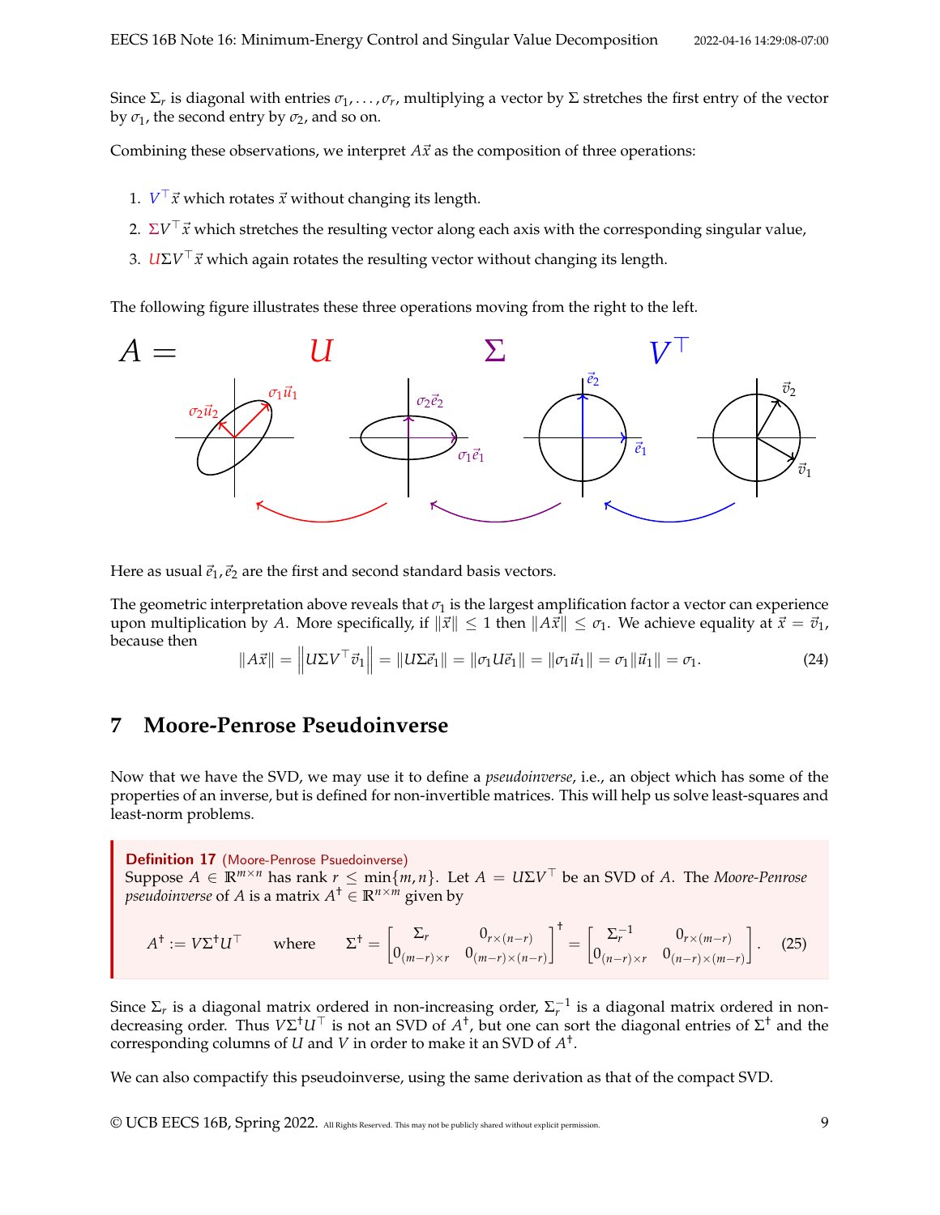Since $\Sigma_r$ is diagonal with entries $\sigma_1, \ldots, \sigma_r$, multiplying a vector by $\Sigma$ stretches the first entry of the vector by $\sigma_1$, the second entry by $\sigma_2$, and so on.

Combining these observations, we interpret $A\vec{x}$ as the composition of three operations:

1. $V^\top \vec{x}$ which rotates $\vec{x}$ without changing its length.
2. $\Sigma V^\top \vec{x}$ which stretches the resulting vector along each axis with the corresponding singular value,
3. $U\Sigma V^\top \vec{x}$ which again rotates the resulting vector without changing its length.

The following figure illustrates these three operations moving from the right to the left.

Here as usual $\vec{e}_1, \vec{e}_2$ are the first and second standard basis vectors.

The geometric interpretation above reveals that $\sigma_1$ is the largest amplification factor a vector can experience upon multiplication by $A$. More specifically, if $\|\vec{x}\| \leq 1$ then $\|A\vec{x}\| \leq \sigma_1$. We achieve equality at $\vec{x} = \vec{v}_1$, because then

$$\|A\vec{x}\| = \left\|U\Sigma V^\top \vec{v}_1\right\| = \|U\Sigma \vec{e}_1\| = \|\sigma_1 U\vec{e}_1\| = \|\sigma_1 \vec{u}_1\| = \sigma_1 \|\vec{u}_1\| = \sigma_1. \tag{24}$$

## 7 Moore-Penrose Pseudoinverse

Now that we have the SVD, we may use it to define a *pseudoinverse*, i.e., an object which has some of the properties of an inverse, but is defined for non-invertible matrices. This will help us solve least-squares and least-norm problems.

> **Definition 17** (Moore-Penrose Psuedoinverse)
> Suppose $A \in \mathbb{R}^{m\times n}$ has rank $r \leq \min\{m, n\}$. Let $A = U\Sigma V^\top$ be an SVD of $A$. The *Moore-Penrose pseudoinverse* of $A$ is a matrix $A^\dagger \in \mathbb{R}^{n\times m}$ given by
>
> $$A^\dagger := V\Sigma^\dagger U^\top \qquad \text{where} \qquad \Sigma^\dagger = \begin{bmatrix} \Sigma_r & 0_{r\times(n-r)} \\ 0_{(m-r)\times r} & 0_{(m-r)\times(n-r)} \end{bmatrix}^\dagger = \begin{bmatrix} \Sigma_r^{-1} & 0_{r\times(m-r)} \\ 0_{(n-r)\times r} & 0_{(n-r)\times(m-r)} \end{bmatrix}. \tag{25}$$

Since $\Sigma_r$ is a diagonal matrix ordered in non-increasing order, $\Sigma_r^{-1}$ is a diagonal matrix ordered in non-decreasing order. Thus $V\Sigma^\dagger U^\top$ is not an SVD of $A^\dagger$, but one can sort the diagonal entries of $\Sigma^\dagger$ and the corresponding columns of $U$ and $V$ in order to make it an SVD of $A^\dagger$.

We can also compactify this pseudoinverse, using the same derivation as that of the compact SVD.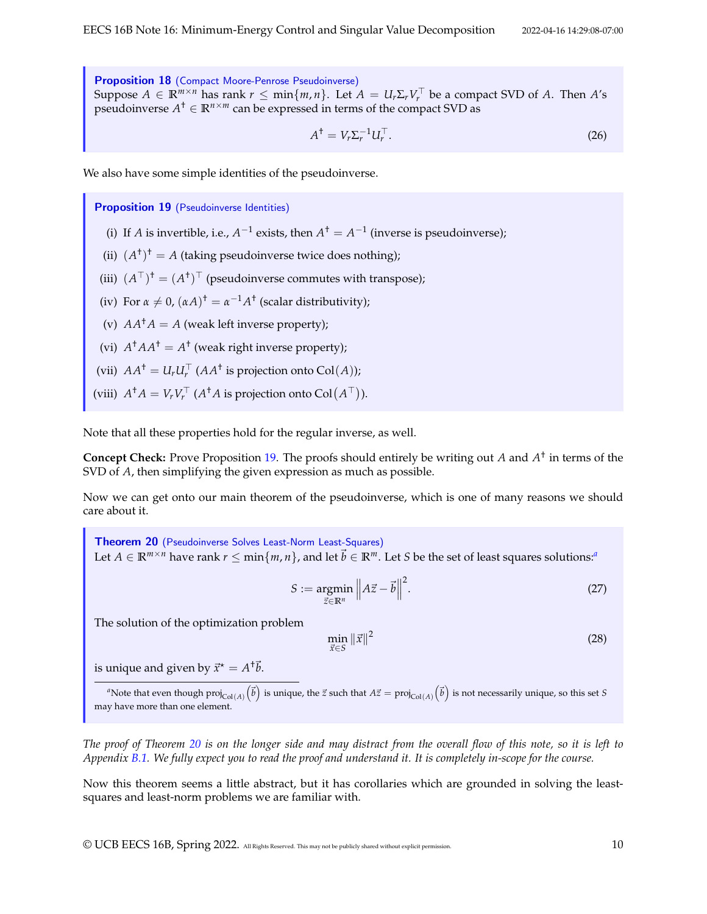**Proposition 18** (Compact Moore-Penrose Pseudoinverse)
Suppose $A \in \mathbb{R}^{m \times n}$ has rank $r \leq \min\{m, n\}$. Let $A = U_r \Sigma_r V_r^\top$ be a compact SVD of $A$. Then $A$'s pseudoinverse $A^\dagger \in \mathbb{R}^{n \times m}$ can be expressed in terms of the compact SVD as

$$A^\dagger = V_r \Sigma_r^{-1} U_r^\top. \tag{26}$$

We also have some simple identities of the pseudoinverse.

**Proposition 19** (Pseudoinverse Identities)

(i) If $A$ is invertible, i.e., $A^{-1}$ exists, then $A^\dagger = A^{-1}$ (inverse is pseudoinverse);

(ii) $(A^\dagger)^\dagger = A$ (taking pseudoinverse twice does nothing);

(iii) $(A^\top)^\dagger = (A^\dagger)^\top$ (pseudoinverse commutes with transpose);

(iv) For $\alpha \neq 0$, $(\alpha A)^\dagger = \alpha^{-1} A^\dagger$ (scalar distributivity);

(v) $AA^\dagger A = A$ (weak left inverse property);

(vi) $A^\dagger A A^\dagger = A^\dagger$ (weak right inverse property);

(vii) $AA^\dagger = U_r U_r^\top$ ($AA^\dagger$ is projection onto $\text{Col}(A)$);

(viii) $A^\dagger A = V_r V_r^\top$ ($A^\dagger A$ is projection onto $\text{Col}(A^\top)$).

Note that all these properties hold for the regular inverse, as well.

**Concept Check:** Prove Proposition 19. The proofs should entirely be writing out $A$ and $A^\dagger$ in terms of the SVD of $A$, then simplifying the given expression as much as possible.

Now we can get onto our main theorem of the pseudoinverse, which is one of many reasons we should care about it.

**Theorem 20** (Pseudoinverse Solves Least-Norm Least-Squares)
Let $A \in \mathbb{R}^{m \times n}$ have rank $r \leq \min\{m, n\}$, and let $\vec{b} \in \mathbb{R}^m$. Let $S$ be the set of least squares solutions:[a]

$$S := \underset{\vec{z} \in \mathbb{R}^n}{\operatorname{argmin}} \left\| A\vec{z} - \vec{b} \right\|^2. \tag{27}$$

The solution of the optimization problem

$$\min_{\vec{x} \in S} \|\vec{x}\|^2 \tag{28}$$

is unique and given by $\vec{x}^\star = A^\dagger \vec{b}$.

[a] Note that even though $\text{proj}_{\text{Col}(A)}\left(\vec{b}\right)$ is unique, the $\vec{z}$ such that $A\vec{z} = \text{proj}_{\text{Col}(A)}\left(\vec{b}\right)$ is not necessarily unique, so this set $S$ may have more than one element.

*The proof of Theorem 20 is on the longer side and may distract from the overall flow of this note, so it is left to Appendix B.1. We fully expect you to read the proof and understand it. It is completely in-scope for the course.*

Now this theorem seems a little abstract, but it has corollaries which are grounded in solving the least-squares and least-norm problems we are familiar with.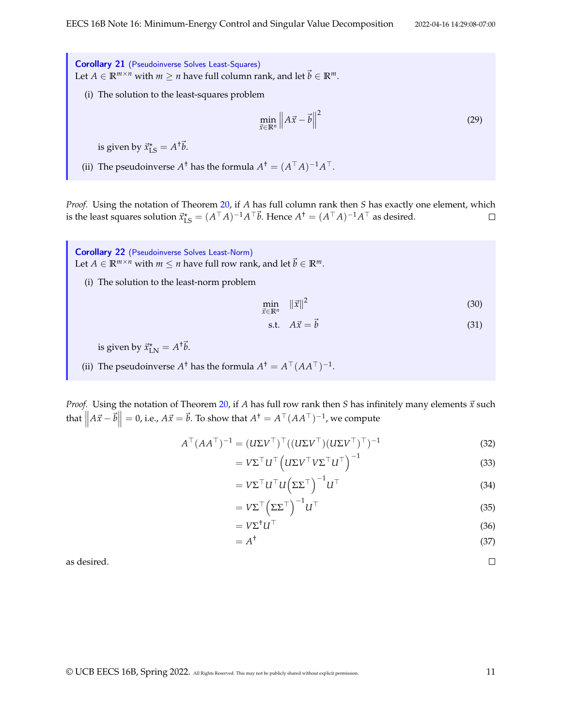**Corollary 21** (Pseudoinverse Solves Least-Squares)
Let $A \in \mathbb{R}^{m \times n}$ with $m \geq n$ have full column rank, and let $\vec{b} \in \mathbb{R}^m$.

(i) The solution to the least-squares problem

$$\min_{\vec{x} \in \mathbb{R}^n} \left\| A\vec{x} - \vec{b} \right\|^2 \tag{29}$$

is given by $\vec{x}^\star_{\text{LS}} = A^\dagger \vec{b}$.

(ii) The pseudoinverse $A^\dagger$ has the formula $A^\dagger = (A^\top A)^{-1} A^\top$.

*Proof.* Using the notation of Theorem 20, if $A$ has full column rank then $S$ has exactly one element, which is the least squares solution $\vec{x}^\star_{\text{LS}} = (A^\top A)^{-1} A^\top \vec{b}$. Hence $A^\dagger = (A^\top A)^{-1} A^\top$ as desired. □

**Corollary 22** (Pseudoinverse Solves Least-Norm)
Let $A \in \mathbb{R}^{m \times n}$ with $m \leq n$ have full row rank, and let $\vec{b} \in \mathbb{R}^m$.

(i) The solution to the least-norm problem

$$\min_{\vec{x} \in \mathbb{R}^n} \quad \|\vec{x}\|^2 \tag{30}$$

$$\text{s.t.} \quad A\vec{x} = \vec{b} \tag{31}$$

is given by $\vec{x}^\star_{\text{LN}} = A^\dagger \vec{b}$.

(ii) The pseudoinverse $A^\dagger$ has the formula $A^\dagger = A^\top (AA^\top)^{-1}$.

*Proof.* Using the notation of Theorem 20, if $A$ has full row rank then $S$ has infinitely many elements $\vec{x}$ such that $\left\| A\vec{x} - \vec{b} \right\| = 0$, i.e., $A\vec{x} = \vec{b}$. To show that $A^\dagger = A^\top (AA^\top)^{-1}$, we compute

$$A^\top (AA^\top)^{-1} = (U\Sigma V^\top)^\top ((U\Sigma V^\top)(U\Sigma V^\top)^\top)^{-1} \tag{32}$$

$$= V\Sigma^\top U^\top \left( U\Sigma V^\top V\Sigma^\top U^\top \right)^{-1} \tag{33}$$

$$= V\Sigma^\top U^\top U \left( \Sigma\Sigma^\top \right)^{-1} U^\top \tag{34}$$

$$= V\Sigma^\top \left( \Sigma\Sigma^\top \right)^{-1} U^\top \tag{35}$$

$$= V\Sigma^\dagger U^\top \tag{36}$$

$$= A^\dagger \tag{37}$$

as desired. □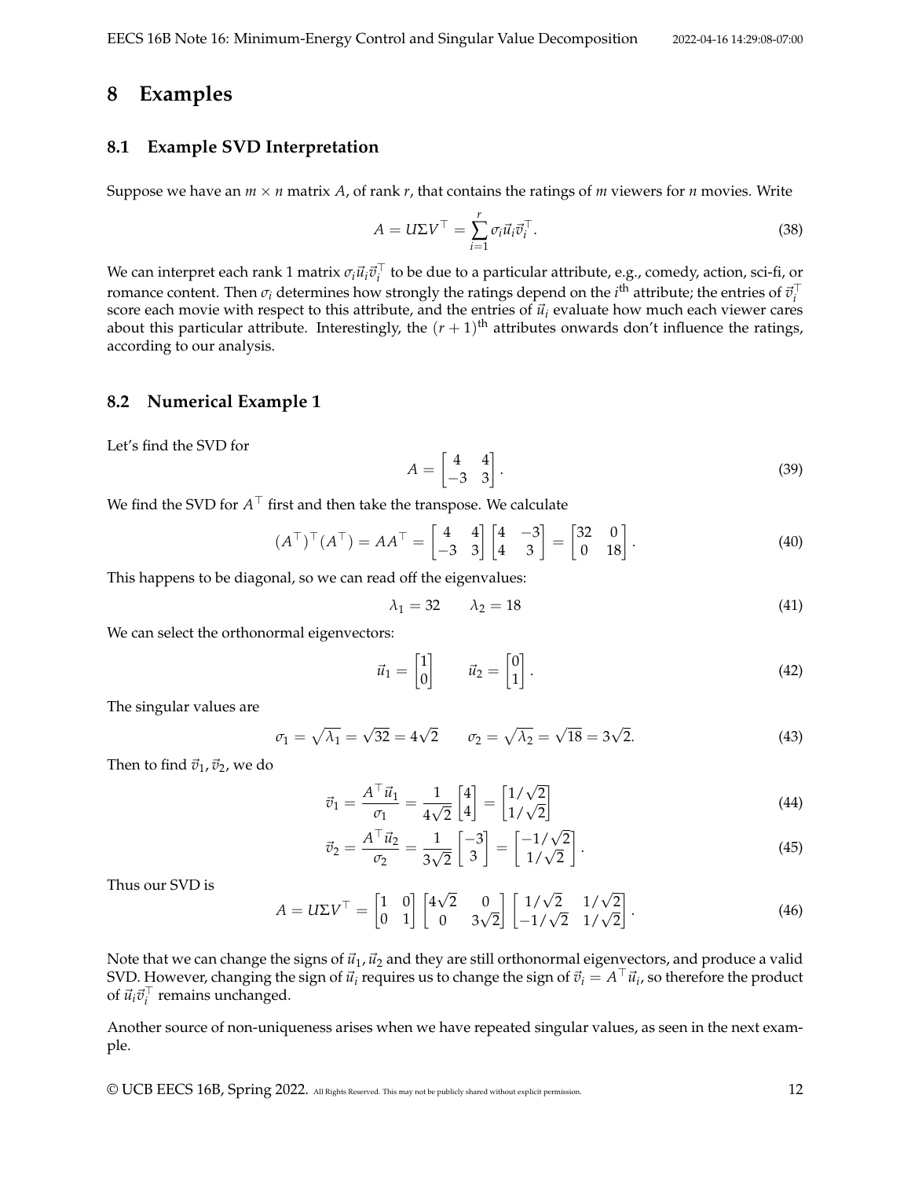# 8 Examples

## 8.1 Example SVD Interpretation

Suppose we have an $m \times n$ matrix $A$, of rank $r$, that contains the ratings of $m$ viewers for $n$ movies. Write

$$A = U\Sigma V^\top = \sum_{i=1}^{r} \sigma_i \vec{u}_i \vec{v}_i^\top. \tag{38}$$

We can interpret each rank 1 matrix $\sigma_i \vec{u}_i \vec{v}_i^\top$ to be due to a particular attribute, e.g., comedy, action, sci-fi, or romance content. Then $\sigma_i$ determines how strongly the ratings depend on the $i^{\text{th}}$ attribute; the entries of $\vec{v}_i^\top$ score each movie with respect to this attribute, and the entries of $\vec{u}_i$ evaluate how much each viewer cares about this particular attribute. Interestingly, the $(r+1)^{\text{th}}$ attributes onwards don't influence the ratings, according to our analysis.

## 8.2 Numerical Example 1

Let's find the SVD for

$$A = \begin{bmatrix} 4 & 4 \\ -3 & 3 \end{bmatrix}. \tag{39}$$

We find the SVD for $A^\top$ first and then take the transpose. We calculate

$$(A^\top)^\top (A^\top) = AA^\top = \begin{bmatrix} 4 & 4 \\ -3 & 3 \end{bmatrix} \begin{bmatrix} 4 & -3 \\ 4 & 3 \end{bmatrix} = \begin{bmatrix} 32 & 0 \\ 0 & 18 \end{bmatrix}. \tag{40}$$

This happens to be diagonal, so we can read off the eigenvalues:

$$\lambda_1 = 32 \qquad \lambda_2 = 18 \tag{41}$$

We can select the orthonormal eigenvectors:

$$\vec{u}_1 = \begin{bmatrix} 1 \\ 0 \end{bmatrix} \qquad \vec{u}_2 = \begin{bmatrix} 0 \\ 1 \end{bmatrix}. \tag{42}$$

The singular values are

$$\sigma_1 = \sqrt{\lambda_1} = \sqrt{32} = 4\sqrt{2} \qquad \sigma_2 = \sqrt{\lambda_2} = \sqrt{18} = 3\sqrt{2}. \tag{43}$$

Then to find $\vec{v}_1, \vec{v}_2$, we do

$$\vec{v}_1 = \frac{A^\top \vec{u}_1}{\sigma_1} = \frac{1}{4\sqrt{2}} \begin{bmatrix} 4 \\ 4 \end{bmatrix} = \begin{bmatrix} 1/\sqrt{2} \\ 1/\sqrt{2} \end{bmatrix} \tag{44}$$

$$\vec{v}_2 = \frac{A^\top \vec{u}_2}{\sigma_2} = \frac{1}{3\sqrt{2}} \begin{bmatrix} -3 \\ 3 \end{bmatrix} = \begin{bmatrix} -1/\sqrt{2} \\ 1/\sqrt{2} \end{bmatrix}. \tag{45}$$

Thus our SVD is

$$A = U\Sigma V^\top = \begin{bmatrix} 1 & 0 \\ 0 & 1 \end{bmatrix} \begin{bmatrix} 4\sqrt{2} & 0 \\ 0 & 3\sqrt{2} \end{bmatrix} \begin{bmatrix} 1/\sqrt{2} & 1/\sqrt{2} \\ -1/\sqrt{2} & 1/\sqrt{2} \end{bmatrix}. \tag{46}$$

Note that we can change the signs of $\vec{u}_1, \vec{u}_2$ and they are still orthonormal eigenvectors, and produce a valid SVD. However, changing the sign of $\vec{u}_i$ requires us to change the sign of $\vec{v}_i = A^\top \vec{u}_i$, so therefore the product of $\vec{u}_i \vec{v}_i^\top$ remains unchanged.

Another source of non-uniqueness arises when we have repeated singular values, as seen in the next example.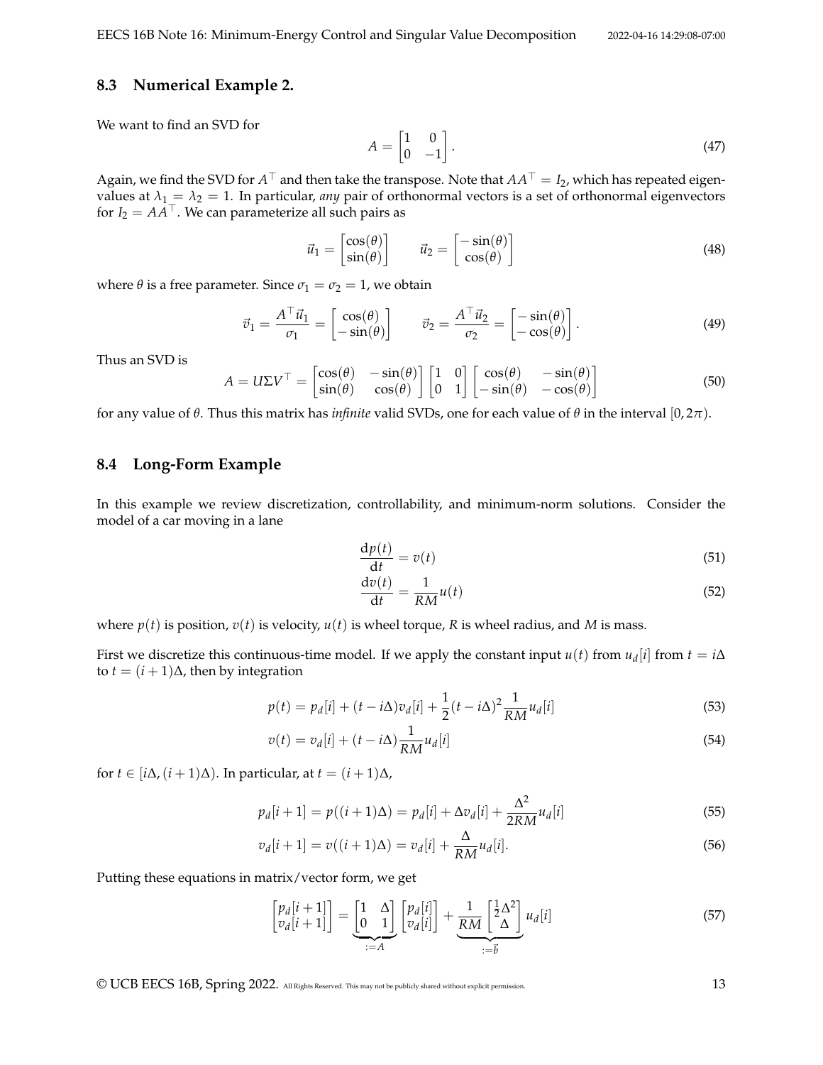### 8.3 Numerical Example 2.

We want to find an SVD for

$$A = \begin{bmatrix} 1 & 0 \\ 0 & -1 \end{bmatrix}. \tag{47}$$

Again, we find the SVD for $A^\top$ and then take the transpose. Note that $AA^\top = I_2$, which has repeated eigenvalues at $\lambda_1 = \lambda_2 = 1$. In particular, *any* pair of orthonormal vectors is a set of orthonormal eigenvectors for $I_2 = AA^\top$. We can parameterize all such pairs as

$$\vec{u}_1 = \begin{bmatrix} \cos(\theta) \\ \sin(\theta) \end{bmatrix} \qquad \vec{u}_2 = \begin{bmatrix} -\sin(\theta) \\ \cos(\theta) \end{bmatrix} \tag{48}$$

where $\theta$ is a free parameter. Since $\sigma_1 = \sigma_2 = 1$, we obtain

$$\vec{v}_1 = \frac{A^\top \vec{u}_1}{\sigma_1} = \begin{bmatrix} \cos(\theta) \\ -\sin(\theta) \end{bmatrix} \qquad \vec{v}_2 = \frac{A^\top \vec{u}_2}{\sigma_2} = \begin{bmatrix} -\sin(\theta) \\ -\cos(\theta) \end{bmatrix}. \tag{49}$$

Thus an SVD is

$$A = U\Sigma V^\top = \begin{bmatrix} \cos(\theta) & -\sin(\theta) \\ \sin(\theta) & \cos(\theta) \end{bmatrix} \begin{bmatrix} 1 & 0 \\ 0 & 1 \end{bmatrix} \begin{bmatrix} \cos(\theta) & -\sin(\theta) \\ -\sin(\theta) & -\cos(\theta) \end{bmatrix} \tag{50}$$

for any value of $\theta$. Thus this matrix has *infinite* valid SVDs, one for each value of $\theta$ in the interval $[0, 2\pi)$.

### 8.4 Long-Form Example

In this example we review discretization, controllability, and minimum-norm solutions. Consider the model of a car moving in a lane

$$\frac{\mathrm{d}p(t)}{\mathrm{d}t} = v(t) \tag{51}$$

$$\frac{\mathrm{d}v(t)}{\mathrm{d}t} = \frac{1}{RM}u(t) \tag{52}$$

where $p(t)$ is position, $v(t)$ is velocity, $u(t)$ is wheel torque, $R$ is wheel radius, and $M$ is mass.

First we discretize this continuous-time model. If we apply the constant input $u(t)$ from $u_d[i]$ from $t = i\Delta$ to $t = (i+1)\Delta$, then by integration

$$p(t) = p_d[i] + (t - i\Delta)v_d[i] + \frac{1}{2}(t - i\Delta)^2 \frac{1}{RM}u_d[i] \tag{53}$$

$$v(t) = v_d[i] + (t - i\Delta)\frac{1}{RM}u_d[i] \tag{54}$$

for $t \in [i\Delta, (i+1)\Delta)$. In particular, at $t = (i+1)\Delta$,

$$p_d[i+1] = p((i+1)\Delta) = p_d[i] + \Delta v_d[i] + \frac{\Delta^2}{2RM}u_d[i] \tag{55}$$

$$v_d[i+1] = v((i+1)\Delta) = v_d[i] + \frac{\Delta}{RM}u_d[i]. \tag{56}$$

Putting these equations in matrix/vector form, we get

$$\begin{bmatrix} p_d[i+1] \\ v_d[i+1] \end{bmatrix} = \underbrace{\begin{bmatrix} 1 & \Delta \\ 0 & 1 \end{bmatrix}}_{:=A} \begin{bmatrix} p_d[i] \\ v_d[i] \end{bmatrix} + \underbrace{\frac{1}{RM}\begin{bmatrix} \frac{1}{2}\Delta^2 \\ \Delta \end{bmatrix}}_{:=\vec{b}} u_d[i] \tag{57}$$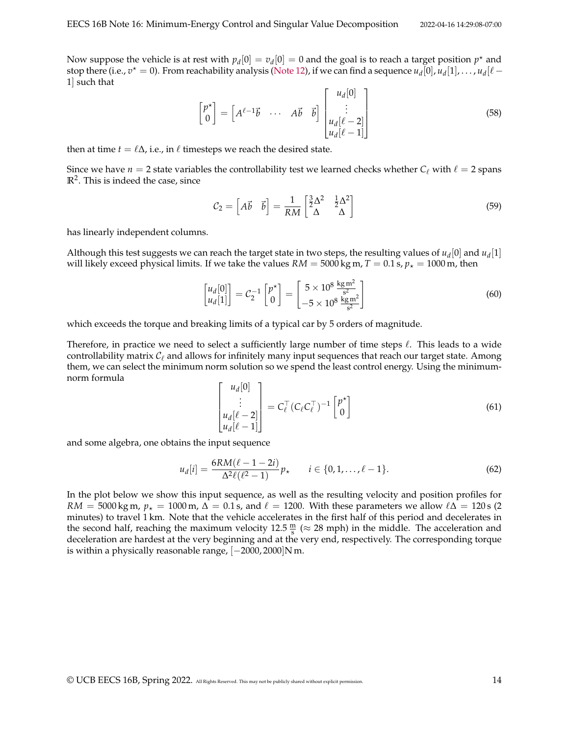Now suppose the vehicle is at rest with $p_d[0] = v_d[0] = 0$ and the goal is to reach a target position $p^\star$ and stop there (i.e., $v^\star = 0$). From reachability analysis (Note 12), if we can find a sequence $u_d[0], u_d[1], \ldots, u_d[\ell - 1]$ such that

$$\begin{bmatrix} p^\star \\ 0 \end{bmatrix} = \begin{bmatrix} A^{\ell-1}\vec{b} & \cdots & A\vec{b} & \vec{b} \end{bmatrix} \begin{bmatrix} u_d[0] \\ \vdots \\ u_d[\ell-2] \\ u_d[\ell-1] \end{bmatrix} \tag{58}$$

then at time $t = \ell\Delta$, i.e., in $\ell$ timesteps we reach the desired state.

Since we have $n = 2$ state variables the controllability test we learned checks whether $C_\ell$ with $\ell = 2$ spans $\mathbb{R}^2$. This is indeed the case, since

$$\mathcal{C}_2 = \begin{bmatrix} A\vec{b} & \vec{b} \end{bmatrix} = \frac{1}{RM} \begin{bmatrix} \frac{3}{2}\Delta^2 & \frac{1}{2}\Delta^2 \\ \Delta & \Delta \end{bmatrix} \tag{59}$$

has linearly independent columns.

Although this test suggests we can reach the target state in two steps, the resulting values of $u_d[0]$ and $u_d[1]$ will likely exceed physical limits. If we take the values $RM = 5000\,\text{kg m}$, $T = 0.1\,\text{s}$, $p_\star = 1000\,\text{m}$, then

$$\begin{bmatrix} u_d[0] \\ u_d[1] \end{bmatrix} = \mathcal{C}_2^{-1} \begin{bmatrix} p^\star \\ 0 \end{bmatrix} = \begin{bmatrix} 5 \times 10^8 \,\frac{\text{kg m}^2}{\text{s}^2} \\ -5 \times 10^8 \,\frac{\text{kg m}^2}{\text{s}^2} \end{bmatrix} \tag{60}$$

which exceeds the torque and breaking limits of a typical car by 5 orders of magnitude.

Therefore, in practice we need to select a sufficiently large number of time steps $\ell$. This leads to a wide controllability matrix $\mathcal{C}_\ell$ and allows for infinitely many input sequences that reach our target state. Among them, we can select the minimum norm solution so we spend the least control energy. Using the minimum-norm formula

$$\begin{bmatrix} u_d[0] \\ \vdots \\ u_d[\ell-2] \\ u_d[\ell-1] \end{bmatrix} = C_\ell^\top (C_\ell C_\ell^\top)^{-1} \begin{bmatrix} p^\star \\ 0 \end{bmatrix} \tag{61}$$

and some algebra, one obtains the input sequence

$$u_d[i] = \frac{6RM(\ell - 1 - 2i)}{\Delta^2 \ell(\ell^2 - 1)} p_\star \qquad i \in \{0, 1, \ldots, \ell - 1\}. \tag{62}$$

In the plot below we show this input sequence, as well as the resulting velocity and position profiles for $RM = 5000\,\text{kg m}$, $p_\star = 1000\,\text{m}$, $\Delta = 0.1\,\text{s}$, and $\ell = 1200$. With these parameters we allow $\ell\Delta = 120\,\text{s}$ (2 minutes) to travel 1 km. Note that the vehicle accelerates in the first half of this period and decelerates in the second half, reaching the maximum velocity $12.5\,\frac{\text{m}}{\text{s}}$ ($\approx 28$ mph) in the middle. The acceleration and deceleration are hardest at the very beginning and at the very end, respectively. The corresponding torque is within a physically reasonable range, $[-2000, 2000]\text{N m}$.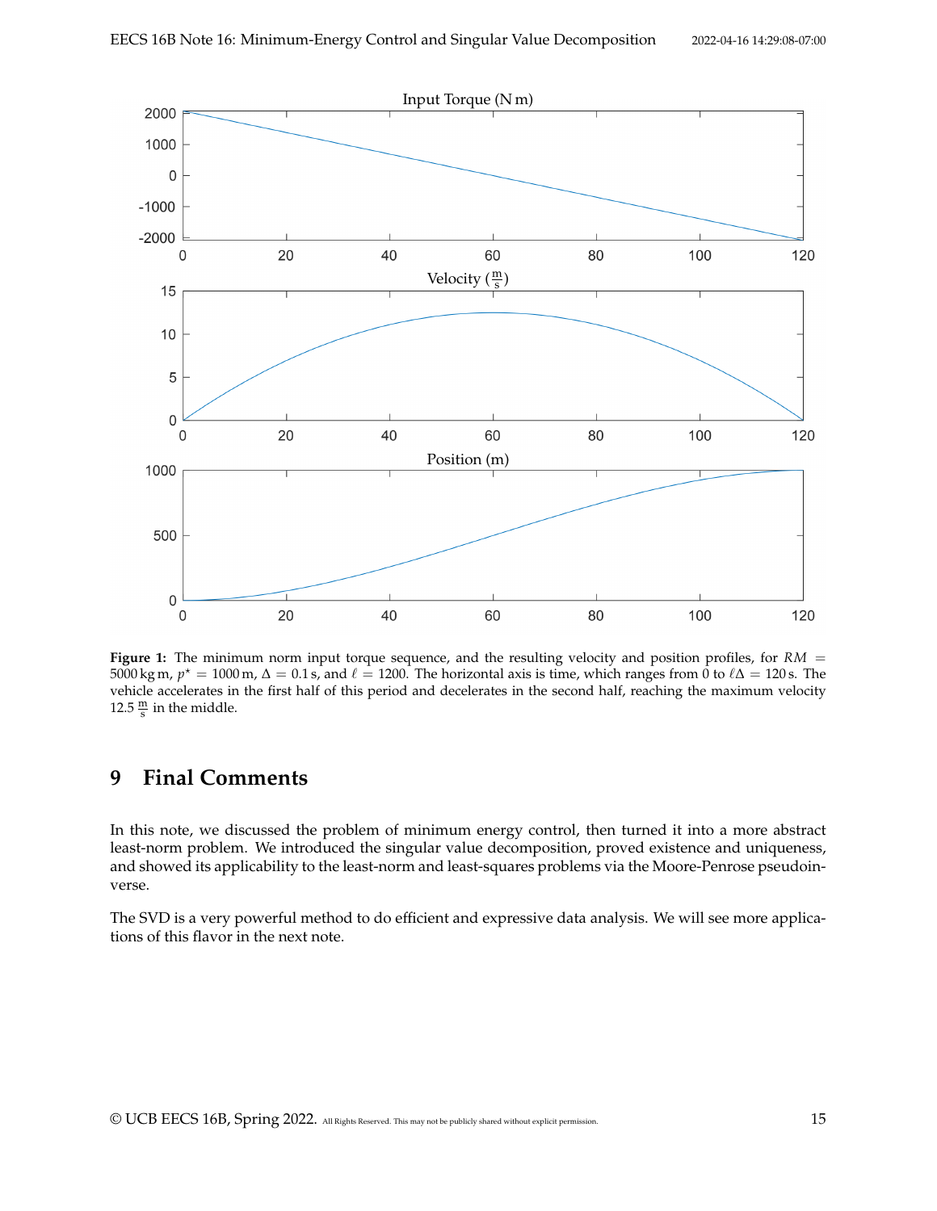**Figure 1:** The minimum norm input torque sequence, and the resulting velocity and position profiles, for $RM = 5000\,\text{kg}\,\text{m}$, $p^\star = 1000\,\text{m}$, $\Delta = 0.1\,\text{s}$, and $\ell = 1200$. The horizontal axis is time, which ranges from 0 to $\ell\Delta = 120\,\text{s}$. The vehicle accelerates in the first half of this period and decelerates in the second half, reaching the maximum velocity $12.5\,\frac{\text{m}}{\text{s}}$ in the middle.

# 9 Final Comments

In this note, we discussed the problem of minimum energy control, then turned it into a more abstract least-norm problem. We introduced the singular value decomposition, proved existence and uniqueness, and showed its applicability to the least-norm and least-squares problems via the Moore-Penrose pseudoinverse.

The SVD is a very powerful method to do efficient and expressive data analysis. We will see more applications of this flavor in the next note.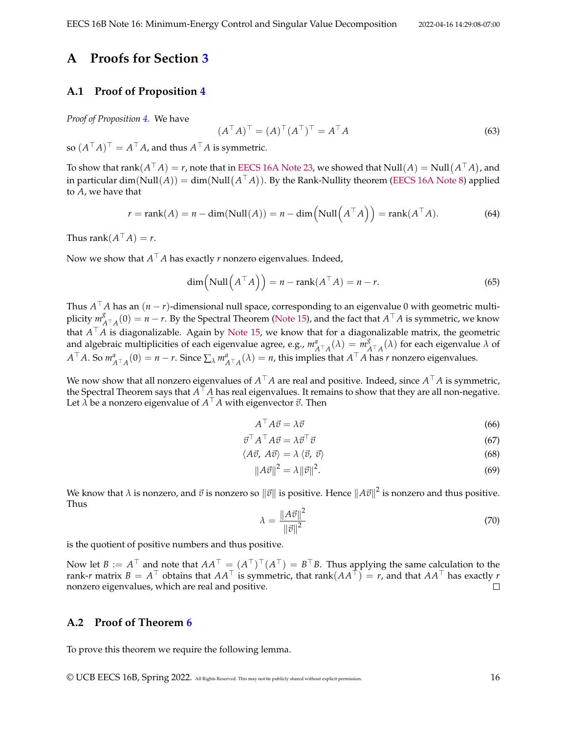# A Proofs for Section 3

## A.1 Proof of Proposition 4

*Proof of Proposition 4.* We have

$$(A^\top A)^\top = (A)^\top (A^\top)^\top = A^\top A \tag{63}$$

so $(A^\top A)^\top = A^\top A$, and thus $A^\top A$ is symmetric.

To show that $\text{rank}(A^\top A) = r$, note that in EECS 16A Note 23, we showed that $\text{Null}(A) = \text{Null}(A^\top A)$, and in particular $\dim(\text{Null}(A)) = \dim(\text{Null}(A^\top A))$. By the Rank-Nullity theorem (EECS 16A Note 8) applied to $A$, we have that

$$r = \text{rank}(A) = n - \dim(\text{Null}(A)) = n - \dim\Big(\text{Null}\Big(A^\top A\Big)\Big) = \text{rank}(A^\top A). \tag{64}$$

Thus $\text{rank}(A^\top A) = r$.

Now we show that $A^\top A$ has exactly $r$ nonzero eigenvalues. Indeed,

$$\dim\Big(\text{Null}\Big(A^\top A\Big)\Big) = n - \text{rank}(A^\top A) = n - r. \tag{65}$$

Thus $A^\top A$ has an $(n-r)$-dimensional null space, corresponding to an eigenvalue 0 with geometric multiplicity $m^g_{A^\top A}(0) = n - r$. By the Spectral Theorem (Note 15), and the fact that $A^\top A$ is symmetric, we know that $A^\top A$ is diagonalizable. Again by Note 15, we know that for a diagonalizable matrix, the geometric and algebraic multiplicities of each eigenvalue agree, e.g., $m^a_{A^\top A}(\lambda) = m^g_{A^\top A}(\lambda)$ for each eigenvalue $\lambda$ of $A^\top A$. So $m^a_{A^\top A}(0) = n - r$. Since $\sum_\lambda m^a_{A^\top A}(\lambda) = n$, this implies that $A^\top A$ has $r$ nonzero eigenvalues.

We now show that all nonzero eigenvalues of $A^\top A$ are real and positive. Indeed, since $A^\top A$ is symmetric, the Spectral Theorem says that $A^\top A$ has real eigenvalues. It remains to show that they are all non-negative. Let $\lambda$ be a nonzero eigenvalue of $A^\top A$ with eigenvector $\vec{v}$. Then

$$A^\top A\vec{v} = \lambda\vec{v} \tag{66}$$

$$\vec{v}^\top A^\top A\vec{v} = \lambda\vec{v}^\top\vec{v} \tag{67}$$

$$\langle A\vec{v},\, A\vec{v}\rangle = \lambda\,\langle\vec{v},\, \vec{v}\rangle \tag{68}$$

$$\|A\vec{v}\|^2 = \lambda\|\vec{v}\|^2. \tag{69}$$

We know that $\lambda$ is nonzero, and $\vec{v}$ is nonzero so $\|\vec{v}\|$ is positive. Hence $\|A\vec{v}\|^2$ is nonzero and thus positive. Thus

$$\lambda = \frac{\|A\vec{v}\|^2}{\|\vec{v}\|^2} \tag{70}$$

is the quotient of positive numbers and thus positive.

Now let $B := A^\top$ and note that $AA^\top = (A^\top)^\top(A^\top) = B^\top B$. Thus applying the same calculation to the rank-$r$ matrix $B = A^\top$ obtains that $AA^\top$ is symmetric, that $\text{rank}(AA^\top) = r$, and that $AA^\top$ has exactly $r$ nonzero eigenvalues, which are real and positive. $\square$

## A.2 Proof of Theorem 6

To prove this theorem we require the following lemma.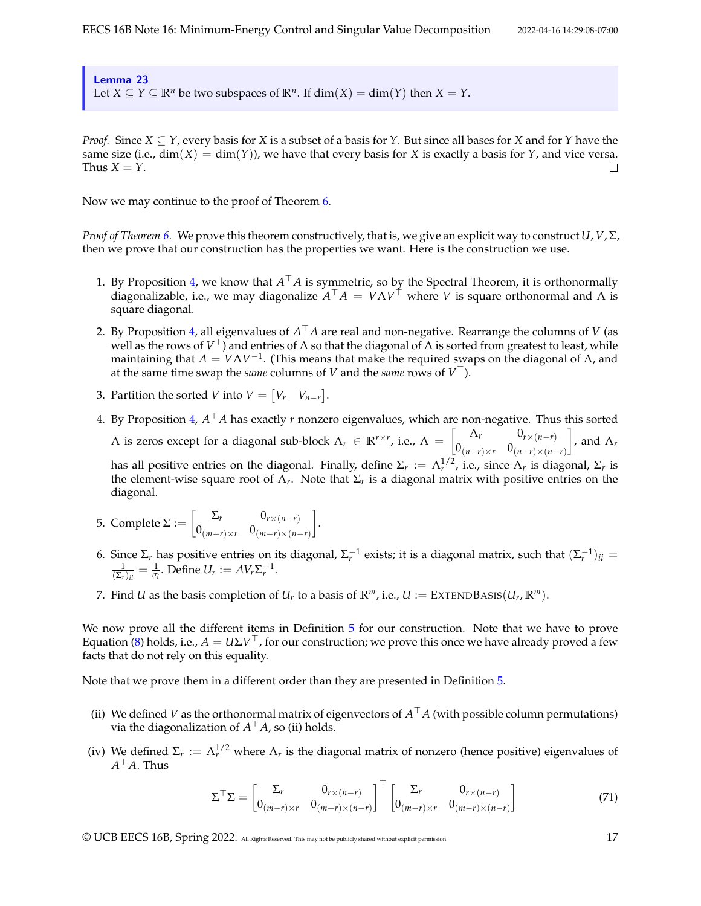**Lemma 23**
Let $X \subseteq Y \subseteq \mathbb{R}^n$ be two subspaces of $\mathbb{R}^n$. If $\dim(X) = \dim(Y)$ then $X = Y$.

*Proof.* Since $X \subseteq Y$, every basis for $X$ is a subset of a basis for $Y$. But since all bases for $X$ and for $Y$ have the same size (i.e., $\dim(X) = \dim(Y)$), we have that every basis for $X$ is exactly a basis for $Y$, and vice versa. Thus $X = Y$. □

Now we may continue to the proof of Theorem 6.

*Proof of Theorem 6.* We prove this theorem constructively, that is, we give an explicit way to construct $U, V, \Sigma$, then we prove that our construction has the properties we want. Here is the construction we use.

1. By Proposition 4, we know that $A^\top A$ is symmetric, so by the Spectral Theorem, it is orthonormally diagonalizable, i.e., we may diagonalize $A^\top A = V \Lambda V^\top$ where $V$ is square orthonormal and $\Lambda$ is square diagonal.
2. By Proposition 4, all eigenvalues of $A^\top A$ are real and non-negative. Rearrange the columns of $V$ (as well as the rows of $V^\top$) and entries of $\Lambda$ so that the diagonal of $\Lambda$ is sorted from greatest to least, while maintaining that $A = V \Lambda V^{-1}$. (This means that make the required swaps on the diagonal of $\Lambda$, and at the same time swap the *same* columns of $V$ and the *same* rows of $V^\top$).
3. Partition the sorted $V$ into $V = \begin{bmatrix} V_r & V_{n-r} \end{bmatrix}$.
4. By Proposition 4, $A^\top A$ has exactly $r$ nonzero eigenvalues, which are non-negative. Thus this sorted $\Lambda$ is zeros except for a diagonal sub-block $\Lambda_r \in \mathbb{R}^{r \times r}$, i.e., $\Lambda = \begin{bmatrix} \Lambda_r & 0_{r \times (n-r)} \\ 0_{(n-r) \times r} & 0_{(n-r) \times (n-r)} \end{bmatrix}$, and $\Lambda_r$ has all positive entries on the diagonal. Finally, define $\Sigma_r := \Lambda_r^{1/2}$, i.e., since $\Lambda_r$ is diagonal, $\Sigma_r$ is the element-wise square root of $\Lambda_r$. Note that $\Sigma_r$ is a diagonal matrix with positive entries on the diagonal.
5. Complete $\Sigma := \begin{bmatrix} \Sigma_r & 0_{r \times (n-r)} \\ 0_{(m-r) \times r} & 0_{(m-r) \times (n-r)} \end{bmatrix}$.
6. Since $\Sigma_r$ has positive entries on its diagonal, $\Sigma_r^{-1}$ exists; it is a diagonal matrix, such that $(\Sigma_r^{-1})_{ii} = \frac{1}{(\Sigma_r)_{ii}} = \frac{1}{\sigma_i}$. Define $U_r := A V_r \Sigma_r^{-1}$.
7. Find $U$ as the basis completion of $U_r$ to a basis of $\mathbb{R}^m$, i.e., $U := \textsc{ExtendBasis}(U_r, \mathbb{R}^m)$.

We now prove all the different items in Definition 5 for our construction. Note that we have to prove Equation (8) holds, i.e., $A = U \Sigma V^\top$, for our construction; we prove this once we have already proved a few facts that do not rely on this equality.

Note that we prove them in a different order than they are presented in Definition 5.

(ii) We defined $V$ as the orthonormal matrix of eigenvectors of $A^\top A$ (with possible column permutations) via the diagonalization of $A^\top A$, so (ii) holds.

(iv) We defined $\Sigma_r := \Lambda_r^{1/2}$ where $\Lambda_r$ is the diagonal matrix of nonzero (hence positive) eigenvalues of $A^\top A$. Thus

$$\Sigma^\top \Sigma = \begin{bmatrix} \Sigma_r & 0_{r \times (n-r)} \\ 0_{(m-r) \times r} & 0_{(m-r) \times (n-r)} \end{bmatrix}^\top \begin{bmatrix} \Sigma_r & 0_{r \times (n-r)} \\ 0_{(m-r) \times r} & 0_{(m-r) \times (n-r)} \end{bmatrix} \tag{71}$$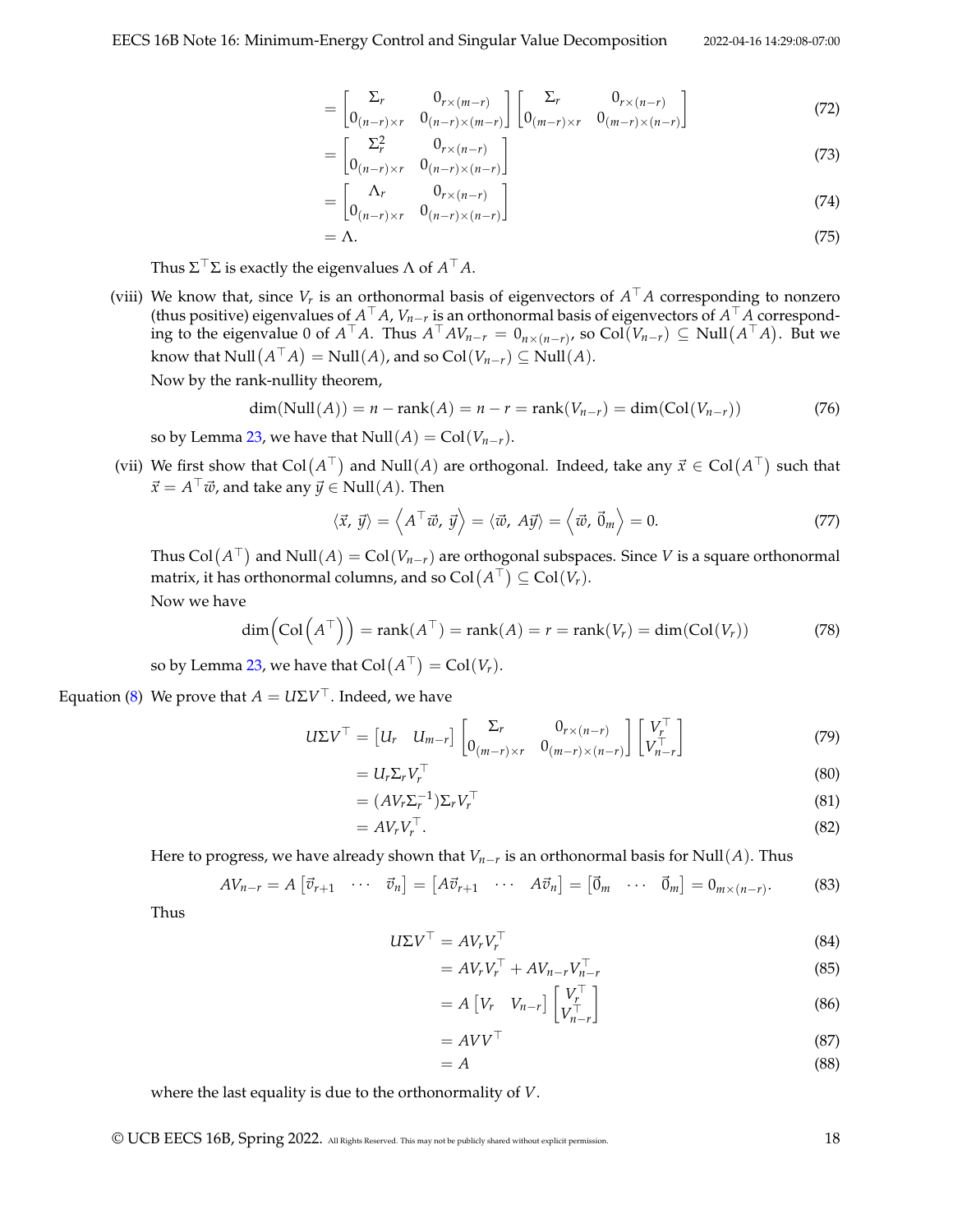$$= \begin{bmatrix} \Sigma_r & 0_{r\times(m-r)} \\ 0_{(n-r)\times r} & 0_{(n-r)\times(m-r)} \end{bmatrix} \begin{bmatrix} \Sigma_r & 0_{r\times(n-r)} \\ 0_{(m-r)\times r} & 0_{(m-r)\times(n-r)} \end{bmatrix} \tag{72}$$

$$= \begin{bmatrix} \Sigma_r^2 & 0_{r\times(n-r)} \\ 0_{(n-r)\times r} & 0_{(n-r)\times(n-r)} \end{bmatrix} \tag{73}$$

$$= \begin{bmatrix} \Lambda_r & 0_{r\times(n-r)} \\ 0_{(n-r)\times r} & 0_{(n-r)\times(n-r)} \end{bmatrix} \tag{74}$$

$$= \Lambda. \tag{75}$$

Thus $\Sigma^\top \Sigma$ is exactly the eigenvalues $\Lambda$ of $A^\top A$.

(viii) We know that, since $V_r$ is an orthonormal basis of eigenvectors of $A^\top A$ corresponding to nonzero (thus positive) eigenvalues of $A^\top A$, $V_{n-r}$ is an orthonormal basis of eigenvectors of $A^\top A$ corresponding to the eigenvalue 0 of $A^\top A$. Thus $A^\top A V_{n-r} = 0_{n\times(n-r)}$, so $\text{Col}(V_{n-r}) \subseteq \text{Null}(A^\top A)$. But we know that $\text{Null}(A^\top A) = \text{Null}(A)$, and so $\text{Col}(V_{n-r}) \subseteq \text{Null}(A)$.

Now by the rank-nullity theorem,

$$\dim(\text{Null}(A)) = n - \text{rank}(A) = n - r = \text{rank}(V_{n-r}) = \dim(\text{Col}(V_{n-r})) \tag{76}$$

so by Lemma 23, we have that $\text{Null}(A) = \text{Col}(V_{n-r})$.

(vii) We first show that $\text{Col}(A^\top)$ and $\text{Null}(A)$ are orthogonal. Indeed, take any $\vec{x} \in \text{Col}(A^\top)$ such that $\vec{x} = A^\top \vec{w}$, and take any $\vec{y} \in \text{Null}(A)$. Then

$$\langle \vec{x}, \vec{y} \rangle = \left\langle A^\top \vec{w}, \vec{y} \right\rangle = \langle \vec{w}, A\vec{y} \rangle = \left\langle \vec{w}, \vec{0}_m \right\rangle = 0. \tag{77}$$

Thus $\text{Col}(A^\top)$ and $\text{Null}(A) = \text{Col}(V_{n-r})$ are orthogonal subspaces. Since $V$ is a square orthonormal matrix, it has orthonormal columns, and so $\text{Col}(A^\top) \subseteq \text{Col}(V_r)$.

Now we have

$$\dim\left(\text{Col}\left(A^\top\right)\right) = \text{rank}(A^\top) = \text{rank}(A) = r = \text{rank}(V_r) = \dim(\text{Col}(V_r)) \tag{78}$$

so by Lemma 23, we have that $\text{Col}(A^\top) = \text{Col}(V_r)$.

Equation (8) We prove that $A = U\Sigma V^\top$. Indeed, we have

$$U\Sigma V^\top = \begin{bmatrix} U_r & U_{m-r} \end{bmatrix} \begin{bmatrix} \Sigma_r & 0_{r\times(n-r)} \\ 0_{(m-r)\times r} & 0_{(m-r)\times(n-r)} \end{bmatrix} \begin{bmatrix} V_r^\top \\ V_{n-r}^\top \end{bmatrix} \tag{79}$$

$$= U_r \Sigma_r V_r^\top \tag{80}$$

$$= (A V_r \Sigma_r^{-1}) \Sigma_r V_r^\top \tag{81}$$

$$= A V_r V_r^\top. \tag{82}$$

Here to progress, we have already shown that $V_{n-r}$ is an orthonormal basis for $\text{Null}(A)$. Thus

$$AV_{n-r} = A \begin{bmatrix} \vec{v}_{r+1} & \cdots & \vec{v}_n \end{bmatrix} = \begin{bmatrix} A\vec{v}_{r+1} & \cdots & A\vec{v}_n \end{bmatrix} = \begin{bmatrix} \vec{0}_m & \cdots & \vec{0}_m \end{bmatrix} = 0_{m\times(n-r)}. \tag{83}$$

Thus

$$U\Sigma V^\top = AV_r V_r^\top \tag{84}$$

$$= AV_r V_r^\top + AV_{n-r} V_{n-r}^\top \tag{85}$$

$$= A \begin{bmatrix} V_r & V_{n-r} \end{bmatrix} \begin{bmatrix} V_r^\top \\ V_{n-r}^\top \end{bmatrix} \tag{86}$$

$$= AVV^\top \tag{87}$$

$$= A \tag{88}$$

where the last equality is due to the orthonormality of $V$.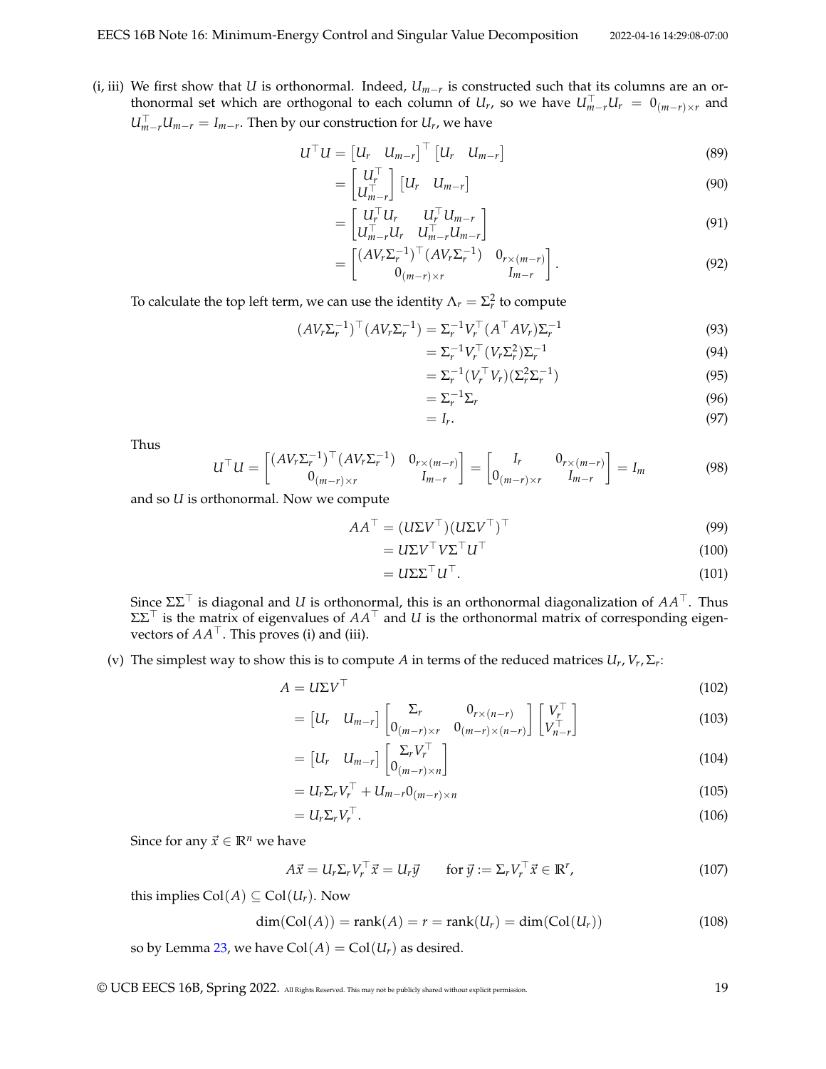(i, iii) We first show that $U$ is orthonormal. Indeed, $U_{m-r}$ is constructed such that its columns are an orthonormal set which are orthogonal to each column of $U_r$, so we have $U_{m-r}^{\top} U_r = 0_{(m-r)\times r}$ and $U_{m-r}^{\top} U_{m-r} = I_{m-r}$. Then by our construction for $U_r$, we have

$$U^{\top} U = \begin{bmatrix} U_r & U_{m-r} \end{bmatrix}^{\top} \begin{bmatrix} U_r & U_{m-r} \end{bmatrix} \tag{89}$$

$$= \begin{bmatrix} U_r^{\top} \\ U_{m-r}^{\top} \end{bmatrix} \begin{bmatrix} U_r & U_{m-r} \end{bmatrix} \tag{90}$$

$$= \begin{bmatrix} U_r^{\top} U_r & U_r^{\top} U_{m-r} \\ U_{m-r}^{\top} U_r & U_{m-r}^{\top} U_{m-r} \end{bmatrix} \tag{91}$$

$$= \begin{bmatrix} (AV_r\Sigma_r^{-1})^{\top}(AV_r\Sigma_r^{-1}) & 0_{r\times(m-r)} \\ 0_{(m-r)\times r} & I_{m-r} \end{bmatrix}. \tag{92}$$

To calculate the top left term, we can use the identity $\Lambda_r = \Sigma_r^2$ to compute

$$(AV_r\Sigma_r^{-1})^{\top}(AV_r\Sigma_r^{-1}) = \Sigma_r^{-1} V_r^{\top}(A^{\top} A V_r)\Sigma_r^{-1} \tag{93}$$

$$= \Sigma_r^{-1} V_r^{\top}(V_r\Sigma_r^2)\Sigma_r^{-1} \tag{94}$$

$$= \Sigma_r^{-1}(V_r^{\top} V_r)(\Sigma_r^2\Sigma_r^{-1}) \tag{95}$$

$$= \Sigma_r^{-1}\Sigma_r \tag{96}$$

$$= I_r. \tag{97}$$

Thus

$$U^{\top} U = \begin{bmatrix} (AV_r\Sigma_r^{-1})^{\top}(AV_r\Sigma_r^{-1}) & 0_{r\times(m-r)} \\ 0_{(m-r)\times r} & I_{m-r} \end{bmatrix} = \begin{bmatrix} I_r & 0_{r\times(m-r)} \\ 0_{(m-r)\times r} & I_{m-r} \end{bmatrix} = I_m \tag{98}$$

and so $U$ is orthonormal. Now we compute

$$AA^{\top} = (U\Sigma V^{\top})(U\Sigma V^{\top})^{\top} \tag{99}$$

$$= U\Sigma V^{\top} V\Sigma^{\top} U^{\top} \tag{100}$$

$$= U\Sigma\Sigma^{\top} U^{\top}. \tag{101}$$

Since $\Sigma\Sigma^{\top}$ is diagonal and $U$ is orthonormal, this is an orthonormal diagonalization of $AA^{\top}$. Thus $\Sigma\Sigma^{\top}$ is the matrix of eigenvalues of $AA^{\top}$ and $U$ is the orthonormal matrix of corresponding eigenvectors of $AA^{\top}$. This proves (i) and (iii).

(v) The simplest way to show this is to compute $A$ in terms of the reduced matrices $U_r, V_r, \Sigma_r$:

$$A = U\Sigma V^{\top} \tag{102}$$

$$= \begin{bmatrix} U_r & U_{m-r} \end{bmatrix} \begin{bmatrix} \Sigma_r & 0_{r\times(n-r)} \\ 0_{(m-r)\times r} & 0_{(m-r)\times(n-r)} \end{bmatrix} \begin{bmatrix} V_r^{\top} \\ V_{n-r}^{\top} \end{bmatrix} \tag{103}$$

$$= \begin{bmatrix} U_r & U_{m-r} \end{bmatrix} \begin{bmatrix} \Sigma_r V_r^{\top} \\ 0_{(m-r)\times n} \end{bmatrix} \tag{104}$$

$$= U_r\Sigma_r V_r^{\top} + U_{m-r} 0_{(m-r)\times n} \tag{105}$$

$$= U_r\Sigma_r V_r^{\top}. \tag{106}$$

Since for any $\vec{x} \in \mathbb{R}^n$ we have

$$A\vec{x} = U_r\Sigma_r V_r^{\top}\vec{x} = U_r\vec{y} \qquad \text{for } \vec{y} := \Sigma_r V_r^{\top}\vec{x} \in \mathbb{R}^r, \tag{107}$$

this implies $\mathrm{Col}(A) \subseteq \mathrm{Col}(U_r)$. Now

$$\dim(\mathrm{Col}(A)) = \mathrm{rank}(A) = r = \mathrm{rank}(U_r) = \dim(\mathrm{Col}(U_r)) \tag{108}$$

so by Lemma 23, we have $\mathrm{Col}(A) = \mathrm{Col}(U_r)$ as desired.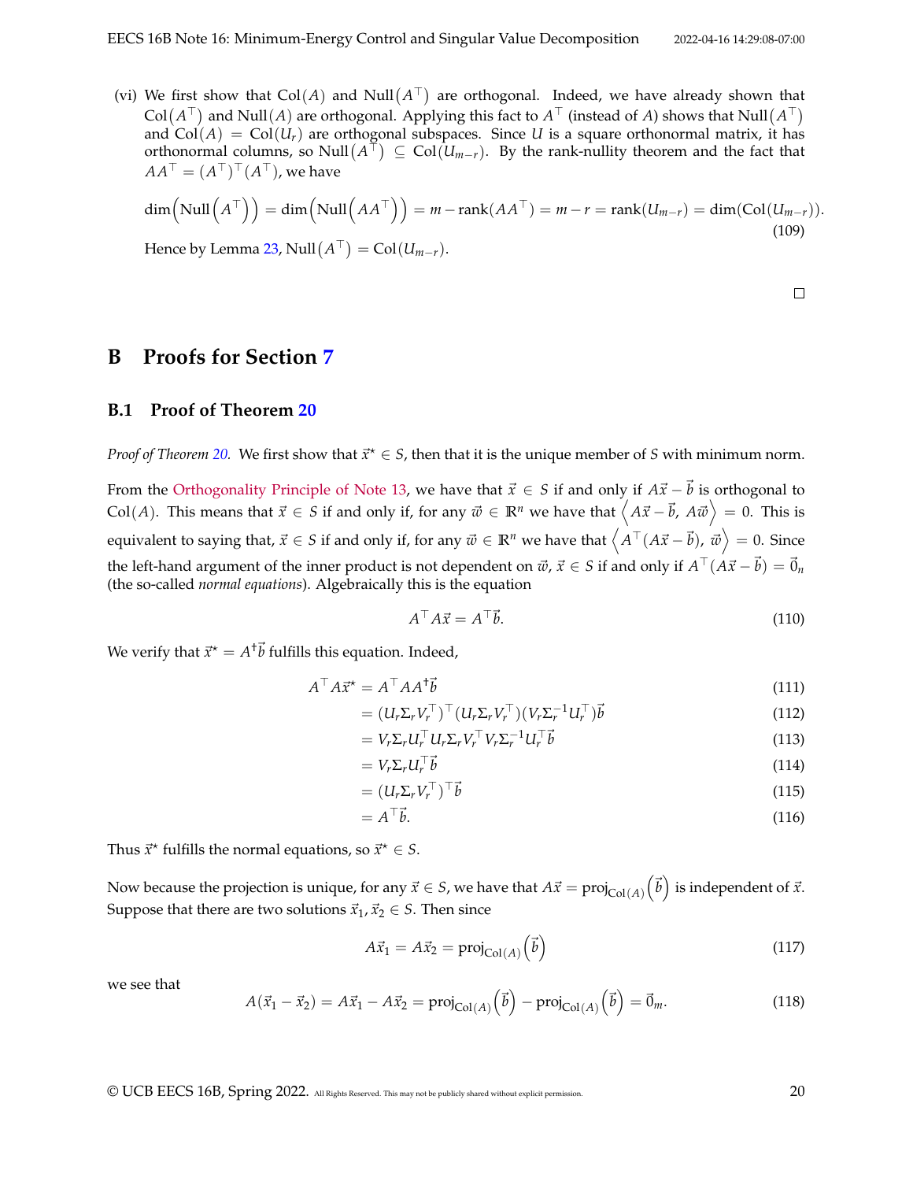(vi) We first show that $\text{Col}(A)$ and $\text{Null}\left(A^\top\right)$ are orthogonal. Indeed, we have already shown that $\text{Col}\left(A^\top\right)$ and $\text{Null}(A)$ are orthogonal. Applying this fact to $A^\top$ (instead of $A$) shows that $\text{Null}\left(A^\top\right)$ and $\text{Col}(A) = \text{Col}(U_r)$ are orthogonal subspaces. Since $U$ is a square orthonormal matrix, it has orthonormal columns, so $\text{Null}\left(A^\top\right) \subseteq \text{Col}(U_{m-r})$. By the rank-nullity theorem and the fact that $AA^\top = (A^\top)^\top(A^\top)$, we have

$$\dim\left(\text{Null}\left(A^\top\right)\right) = \dim\left(\text{Null}\left(AA^\top\right)\right) = m - \text{rank}(AA^\top) = m - r = \text{rank}(U_{m-r}) = \dim(\text{Col}(U_{m-r})). \tag{109}$$

Hence by Lemma 23, $\text{Null}\left(A^\top\right) = \text{Col}(U_{m-r})$.

□

# B Proofs for Section 7

## B.1 Proof of Theorem 20

*Proof of Theorem 20.* We first show that $\vec{x}^\star \in S$, then that it is the unique member of $S$ with minimum norm.

From the Orthogonality Principle of Note 13, we have that $\vec{x} \in S$ if and only if $A\vec{x} - \vec{b}$ is orthogonal to $\text{Col}(A)$. This means that $\vec{x} \in S$ if and only if, for any $\vec{w} \in \mathbb{R}^n$ we have that $\left\langle A\vec{x} - \vec{b},\, A\vec{w}\right\rangle = 0$. This is equivalent to saying that, $\vec{x} \in S$ if and only if, for any $\vec{w} \in \mathbb{R}^n$ we have that $\left\langle A^\top(A\vec{x} - \vec{b}),\, \vec{w}\right\rangle = 0$. Since the left-hand argument of the inner product is not dependent on $\vec{w}$, $\vec{x} \in S$ if and only if $A^\top(A\vec{x} - \vec{b}) = \vec{0}_n$ (the so-called *normal equations*). Algebraically this is the equation

$$A^\top A\vec{x} = A^\top\vec{b}. \tag{110}$$

We verify that $\vec{x}^\star = A^\dagger\vec{b}$ fulfills this equation. Indeed,

$$\begin{align}
A^\top A\vec{x}^\star &= A^\top AA^\dagger\vec{b} \tag{111}\\
&= (U_r\Sigma_r V_r^\top)^\top(U_r\Sigma_r V_r^\top)(V_r\Sigma_r^{-1}U_r^\top)\vec{b} \tag{112}\\
&= V_r\Sigma_r U_r^\top U_r\Sigma_r V_r^\top V_r\Sigma_r^{-1}U_r^\top\vec{b} \tag{113}\\
&= V_r\Sigma_r U_r^\top\vec{b} \tag{114}\\
&= (U_r\Sigma_r V_r^\top)^\top\vec{b} \tag{115}\\
&= A^\top\vec{b}. \tag{116}
\end{align}$$

Thus $\vec{x}^\star$ fulfills the normal equations, so $\vec{x}^\star \in S$.

Now because the projection is unique, for any $\vec{x} \in S$, we have that $A\vec{x} = \text{proj}_{\text{Col}(A)}\left(\vec{b}\right)$ is independent of $\vec{x}$. Suppose that there are two solutions $\vec{x}_1, \vec{x}_2 \in S$. Then since

$$A\vec{x}_1 = A\vec{x}_2 = \text{proj}_{\text{Col}(A)}\left(\vec{b}\right) \tag{117}$$

we see that

$$A(\vec{x}_1 - \vec{x}_2) = A\vec{x}_1 - A\vec{x}_2 = \text{proj}_{\text{Col}(A)}\left(\vec{b}\right) - \text{proj}_{\text{Col}(A)}\left(\vec{b}\right) = \vec{0}_m. \tag{118}$$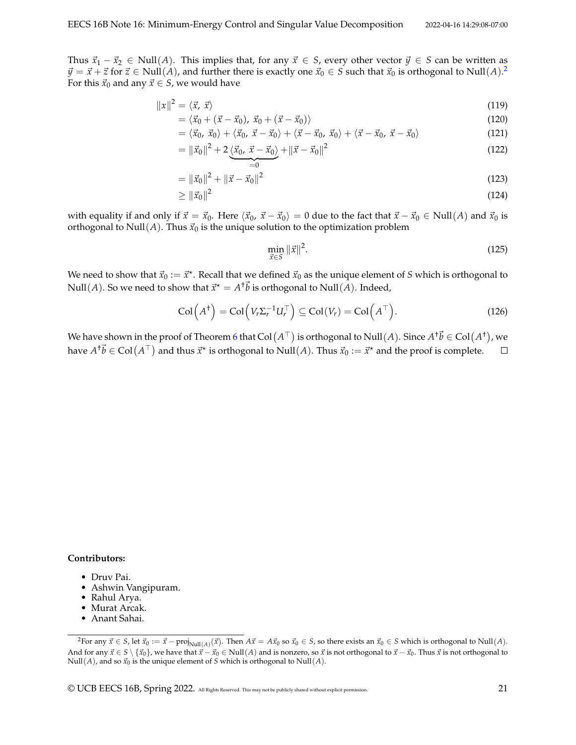Thus $\vec{x}_1 - \vec{x}_2 \in \text{Null}(A)$. This implies that, for any $\vec{x} \in S$, every other vector $\vec{y} \in S$ can be written as $\vec{y} = \vec{x} + \vec{z}$ for $\vec{z} \in \text{Null}(A)$, and further there is exactly one $\vec{x}_0 \in S$ such that $\vec{x}_0$ is orthogonal to $\text{Null}(A)$.[2] For this $\vec{x}_0$ and any $\vec{x} \in S$, we would have

$$
\begin{aligned}
\|x\|^2 &= \langle \vec{x},\ \vec{x} \rangle && (119) \\
&= \langle \vec{x}_0 + (\vec{x} - \vec{x}_0),\ \vec{x}_0 + (\vec{x} - \vec{x}_0) \rangle && (120) \\
&= \langle \vec{x}_0,\ \vec{x}_0 \rangle + \langle \vec{x}_0,\ \vec{x} - \vec{x}_0 \rangle + \langle \vec{x} - \vec{x}_0,\ \vec{x}_0 \rangle + \langle \vec{x} - \vec{x}_0,\ \vec{x} - \vec{x}_0 \rangle && (121) \\
&= \|\vec{x}_0\|^2 + 2 \underbrace{\langle \vec{x}_0,\ \vec{x} - \vec{x}_0 \rangle}_{=0} + \|\vec{x} - \vec{x}_0\|^2 && (122) \\
&= \|\vec{x}_0\|^2 + \|\vec{x} - \vec{x}_0\|^2 && (123) \\
&\geq \|\vec{x}_0\|^2 && (124)
\end{aligned}
$$

with equality if and only if $\vec{x} = \vec{x}_0$. Here $\langle \vec{x}_0,\ \vec{x} - \vec{x}_0 \rangle = 0$ due to the fact that $\vec{x} - \vec{x}_0 \in \text{Null}(A)$ and $\vec{x}_0$ is orthogonal to $\text{Null}(A)$. Thus $\vec{x}_0$ is the unique solution to the optimization problem

$$
\min_{\vec{x} \in S} \|\vec{x}\|^2. \tag{125}
$$

We need to show that $\vec{x}_0 := \vec{x}^\star$. Recall that we defined $\vec{x}_0$ as the unique element of $S$ which is orthogonal to $\text{Null}(A)$. So we need to show that $\vec{x}^\star = A^\dagger \vec{b}$ is orthogonal to $\text{Null}(A)$. Indeed,

$$
\text{Col}\left(A^\dagger\right) = \text{Col}\left(V_r \Sigma_r^{-1} U_r^\top\right) \subseteq \text{Col}(V_r) = \text{Col}\left(A^\top\right). \tag{126}
$$

We have shown in the proof of Theorem 6 that $\text{Col}\left(A^\top\right)$ is orthogonal to $\text{Null}(A)$. Since $A^\dagger \vec{b} \in \text{Col}\left(A^\dagger\right)$, we have $A^\dagger \vec{b} \in \text{Col}\left(A^\top\right)$ and thus $\vec{x}^\star$ is orthogonal to $\text{Null}(A)$. Thus $\vec{x}_0 := \vec{x}^\star$ and the proof is complete. □

**Contributors:**

- Druv Pai.
- Ashwin Vangipuram.
- Rahul Arya.
- Murat Arcak.
- Anant Sahai.

[2] For any $\vec{x} \in S$, let $\vec{x}_0 := \vec{x} - \text{proj}_{\text{Null}(A)}(\vec{x})$. Then $A\vec{x} = A\vec{x}_0$ so $\vec{x}_0 \in S$, so there exists an $\vec{x}_0 \in S$ which is orthogonal to $\text{Null}(A)$. And for any $\vec{x} \in S \setminus \{\vec{x}_0\}$, we have that $\vec{x} - \vec{x}_0 \in \text{Null}(A)$ and is nonzero, so $\vec{x}$ is not orthogonal to $\vec{x} - \vec{x}_0$. Thus $\vec{x}$ is not orthogonal to $\text{Null}(A)$, and so $\vec{x}_0$ is the unique element of $S$ which is orthogonal to $\text{Null}(A)$.